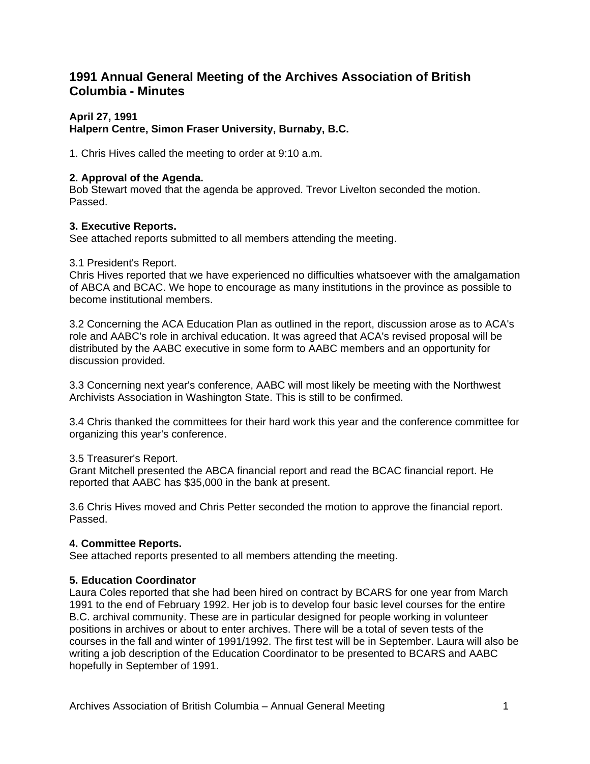# 1991 Annual General Meeting of the Archives Association of British Columbia - Minutes

**April 27, 1991**
**Halpern Centre, Simon Fraser University, Burnaby, B.C.**

1. Chris Hives called the meeting to order at 9:10 a.m.

**2. Approval of the Agenda.**
Bob Stewart moved that the agenda be approved. Trevor Livelton seconded the motion. Passed.

**3. Executive Reports.**
See attached reports submitted to all members attending the meeting.

3.1 President's Report.
Chris Hives reported that we have experienced no difficulties whatsoever with the amalgamation of ABCA and BCAC. We hope to encourage as many institutions in the province as possible to become institutional members.

3.2 Concerning the ACA Education Plan as outlined in the report, discussion arose as to ACA's role and AABC's role in archival education. It was agreed that ACA's revised proposal will be distributed by the AABC executive in some form to AABC members and an opportunity for discussion provided.

3.3 Concerning next year's conference, AABC will most likely be meeting with the Northwest Archivists Association in Washington State. This is still to be confirmed.

3.4 Chris thanked the committees for their hard work this year and the conference committee for organizing this year's conference.

3.5 Treasurer's Report.
Grant Mitchell presented the ABCA financial report and read the BCAC financial report. He reported that AABC has $35,000 in the bank at present.

3.6 Chris Hives moved and Chris Petter seconded the motion to approve the financial report. Passed.

**4. Committee Reports.**
See attached reports presented to all members attending the meeting.

**5. Education Coordinator**
Laura Coles reported that she had been hired on contract by BCARS for one year from March 1991 to the end of February 1992. Her job is to develop four basic level courses for the entire B.C. archival community. These are in particular designed for people working in volunteer positions in archives or about to enter archives. There will be a total of seven tests of the courses in the fall and winter of 1991/1992. The first test will be in September. Laura will also be writing a job description of the Education Coordinator to be presented to BCARS and AABC hopefully in September of 1991.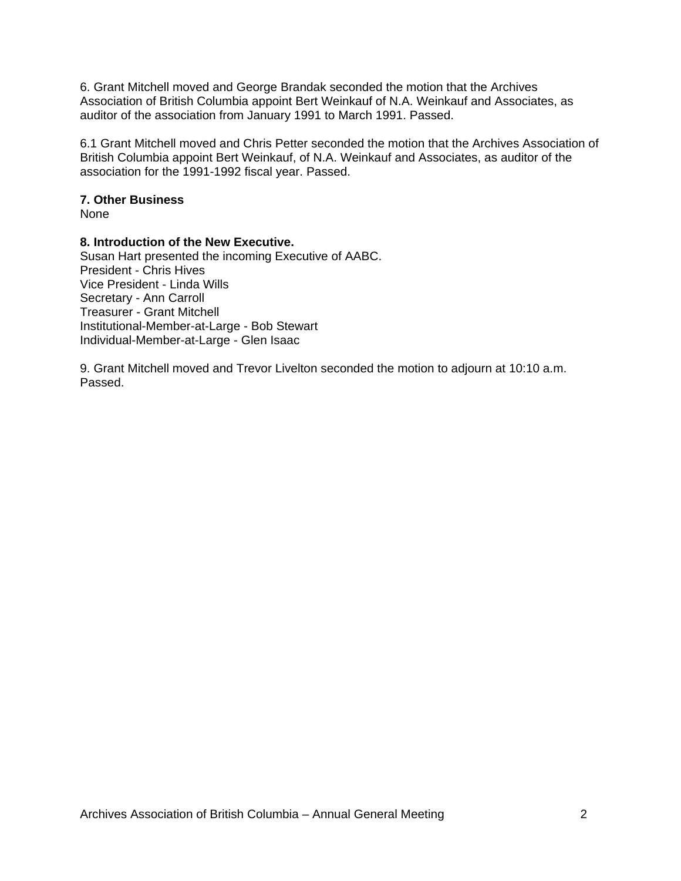6. Grant Mitchell moved and George Brandak seconded the motion that the Archives Association of British Columbia appoint Bert Weinkauf of N.A. Weinkauf and Associates, as auditor of the association from January 1991 to March 1991. Passed.

6.1 Grant Mitchell moved and Chris Petter seconded the motion that the Archives Association of British Columbia appoint Bert Weinkauf, of N.A. Weinkauf and Associates, as auditor of the association for the 1991-1992 fiscal year. Passed.

**7. Other Business**
None

**8. Introduction of the New Executive.**
Susan Hart presented the incoming Executive of AABC.
President - Chris Hives
Vice President - Linda Wills
Secretary - Ann Carroll
Treasurer - Grant Mitchell
Institutional-Member-at-Large - Bob Stewart
Individual-Member-at-Large - Glen Isaac

9. Grant Mitchell moved and Trevor Livelton seconded the motion to adjourn at 10:10 a.m. Passed.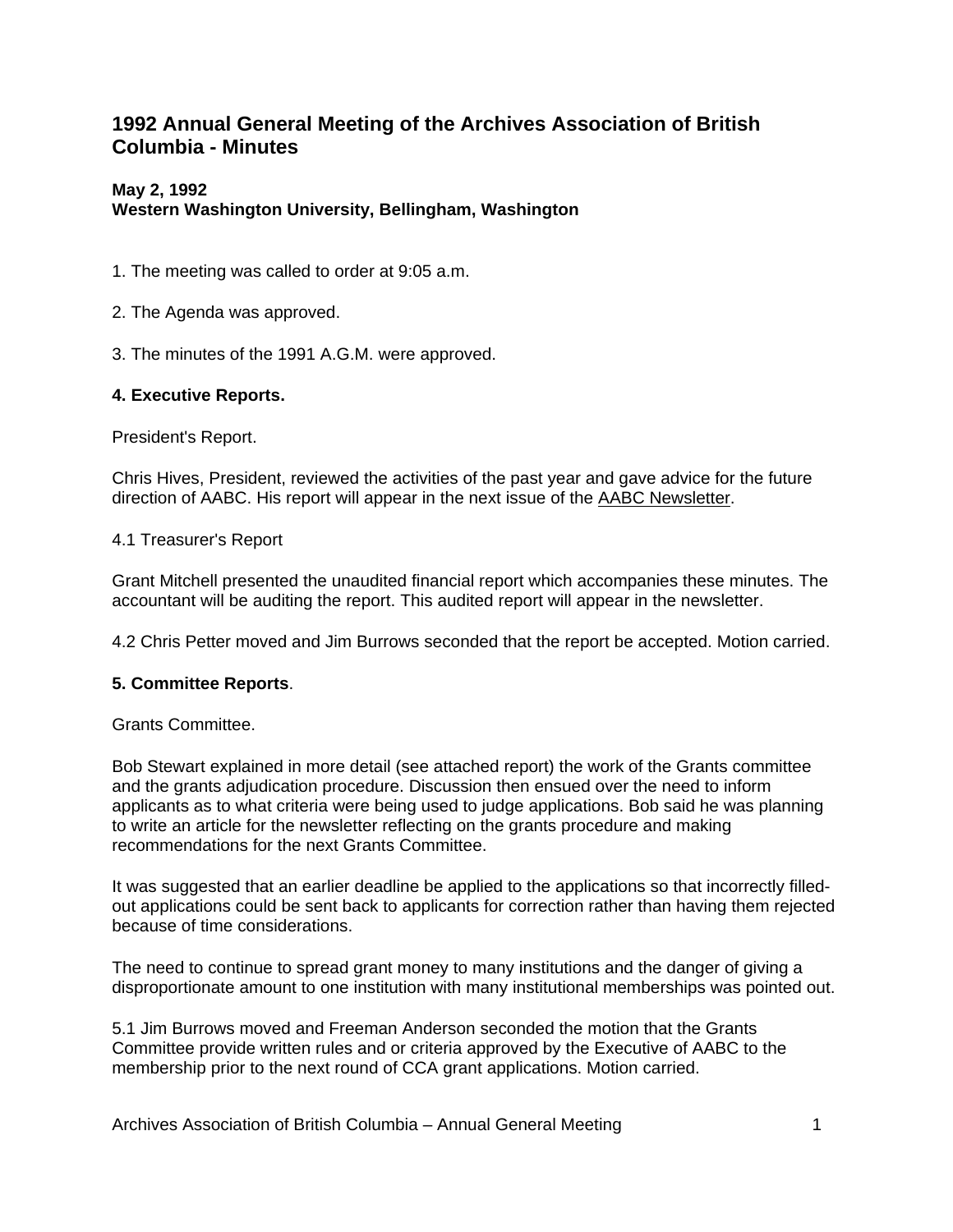# 1992 Annual General Meeting of the Archives Association of British Columbia - Minutes

**May 2, 1992**
**Western Washington University, Bellingham, Washington**

1. The meeting was called to order at 9:05 a.m.

2. The Agenda was approved.

3. The minutes of the 1991 A.G.M. were approved.

**4. Executive Reports.**

President's Report.

Chris Hives, President, reviewed the activities of the past year and gave advice for the future direction of AABC. His report will appear in the next issue of the AABC Newsletter.

4.1 Treasurer's Report

Grant Mitchell presented the unaudited financial report which accompanies these minutes. The accountant will be auditing the report. This audited report will appear in the newsletter.

4.2 Chris Petter moved and Jim Burrows seconded that the report be accepted. Motion carried.

**5. Committee Reports**.

Grants Committee.

Bob Stewart explained in more detail (see attached report) the work of the Grants committee and the grants adjudication procedure. Discussion then ensued over the need to inform applicants as to what criteria were being used to judge applications. Bob said he was planning to write an article for the newsletter reflecting on the grants procedure and making recommendations for the next Grants Committee.

It was suggested that an earlier deadline be applied to the applications so that incorrectly filled-out applications could be sent back to applicants for correction rather than having them rejected because of time considerations.

The need to continue to spread grant money to many institutions and the danger of giving a disproportionate amount to one institution with many institutional memberships was pointed out.

5.1 Jim Burrows moved and Freeman Anderson seconded the motion that the Grants Committee provide written rules and or criteria approved by the Executive of AABC to the membership prior to the next round of CCA grant applications. Motion carried.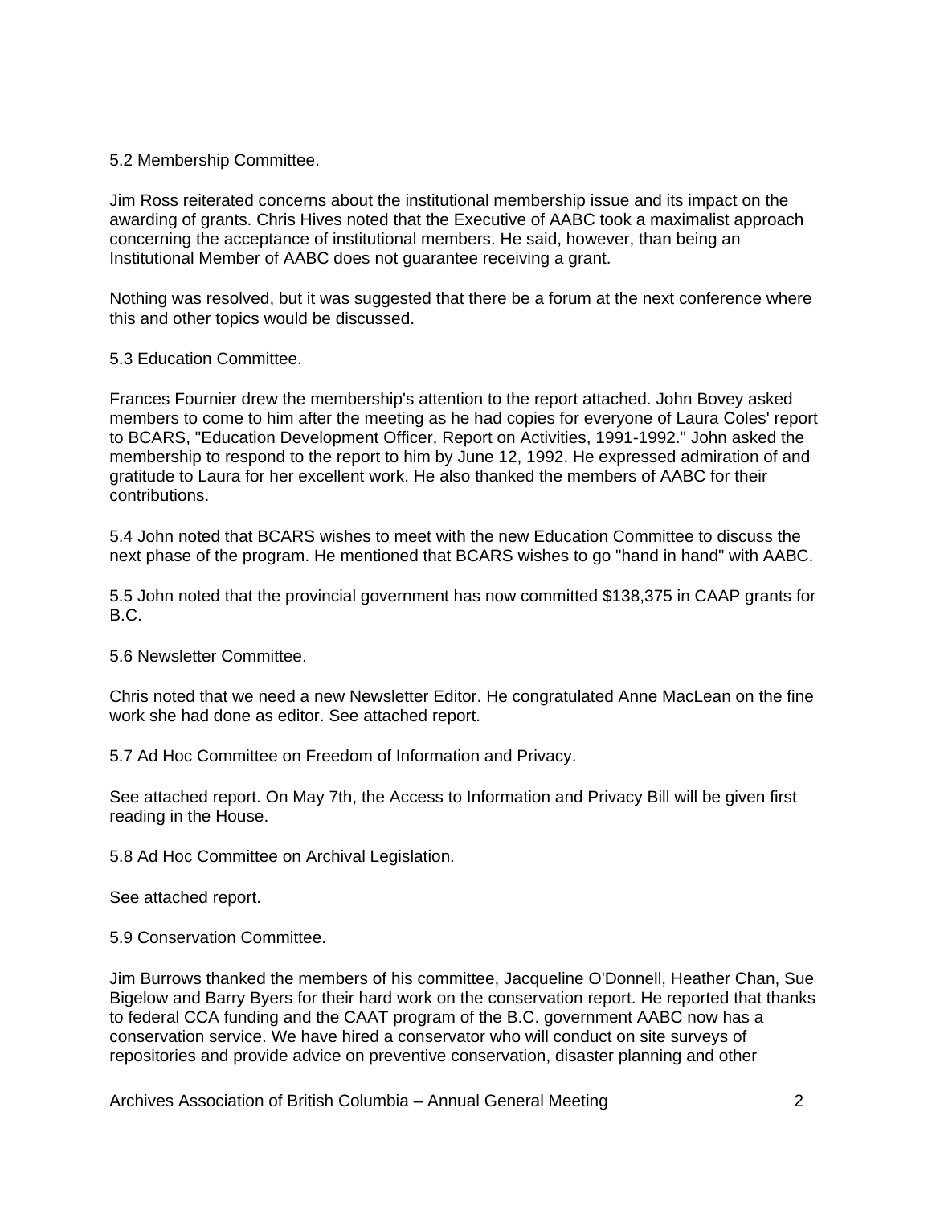5.2 Membership Committee.

Jim Ross reiterated concerns about the institutional membership issue and its impact on the awarding of grants. Chris Hives noted that the Executive of AABC took a maximalist approach concerning the acceptance of institutional members. He said, however, than being an Institutional Member of AABC does not guarantee receiving a grant.

Nothing was resolved, but it was suggested that there be a forum at the next conference where this and other topics would be discussed.

5.3 Education Committee.

Frances Fournier drew the membership's attention to the report attached. John Bovey asked members to come to him after the meeting as he had copies for everyone of Laura Coles' report to BCARS, "Education Development Officer, Report on Activities, 1991-1992." John asked the membership to respond to the report to him by June 12, 1992. He expressed admiration of and gratitude to Laura for her excellent work. He also thanked the members of AABC for their contributions.

5.4 John noted that BCARS wishes to meet with the new Education Committee to discuss the next phase of the program. He mentioned that BCARS wishes to go "hand in hand" with AABC.

5.5 John noted that the provincial government has now committed $138,375 in CAAP grants for B.C.

5.6 Newsletter Committee.

Chris noted that we need a new Newsletter Editor. He congratulated Anne MacLean on the fine work she had done as editor. See attached report.

5.7 Ad Hoc Committee on Freedom of Information and Privacy.

See attached report. On May 7th, the Access to Information and Privacy Bill will be given first reading in the House.

5.8 Ad Hoc Committee on Archival Legislation.

See attached report.

5.9 Conservation Committee.

Jim Burrows thanked the members of his committee, Jacqueline O'Donnell, Heather Chan, Sue Bigelow and Barry Byers for their hard work on the conservation report. He reported that thanks to federal CCA funding and the CAAT program of the B.C. government AABC now has a conservation service. We have hired a conservator who will conduct on site surveys of repositories and provide advice on preventive conservation, disaster planning and other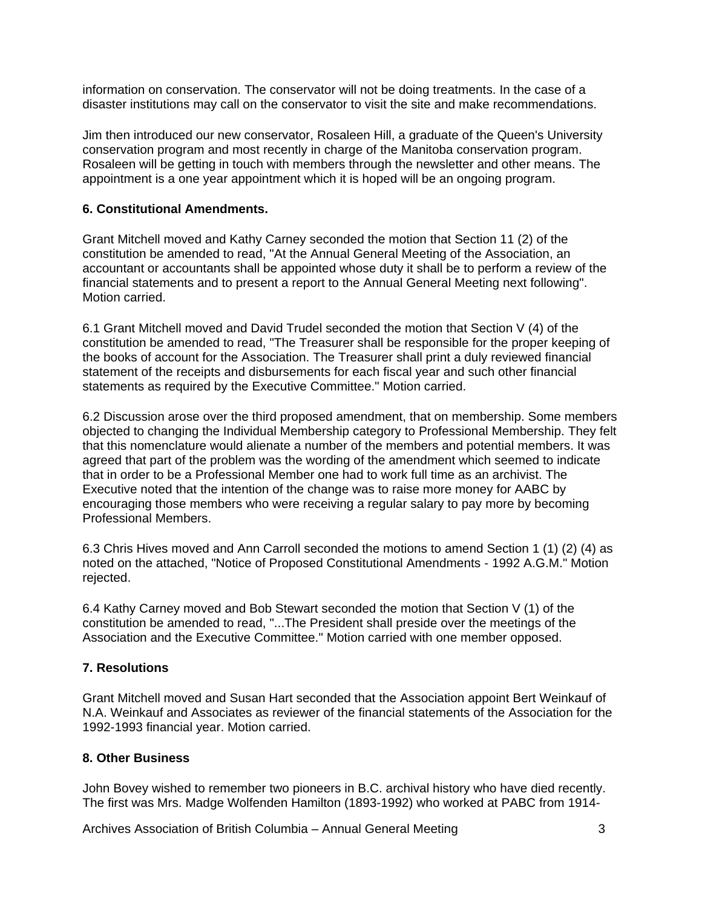information on conservation. The conservator will not be doing treatments. In the case of a disaster institutions may call on the conservator to visit the site and make recommendations.

Jim then introduced our new conservator, Rosaleen Hill, a graduate of the Queen's University conservation program and most recently in charge of the Manitoba conservation program. Rosaleen will be getting in touch with members through the newsletter and other means. The appointment is a one year appointment which it is hoped will be an ongoing program.

**6. Constitutional Amendments.**

Grant Mitchell moved and Kathy Carney seconded the motion that Section 11 (2) of the constitution be amended to read, "At the Annual General Meeting of the Association, an accountant or accountants shall be appointed whose duty it shall be to perform a review of the financial statements and to present a report to the Annual General Meeting next following". Motion carried.

6.1 Grant Mitchell moved and David Trudel seconded the motion that Section V (4) of the constitution be amended to read, "The Treasurer shall be responsible for the proper keeping of the books of account for the Association. The Treasurer shall print a duly reviewed financial statement of the receipts and disbursements for each fiscal year and such other financial statements as required by the Executive Committee." Motion carried.

6.2 Discussion arose over the third proposed amendment, that on membership. Some members objected to changing the Individual Membership category to Professional Membership. They felt that this nomenclature would alienate a number of the members and potential members. It was agreed that part of the problem was the wording of the amendment which seemed to indicate that in order to be a Professional Member one had to work full time as an archivist. The Executive noted that the intention of the change was to raise more money for AABC by encouraging those members who were receiving a regular salary to pay more by becoming Professional Members.

6.3 Chris Hives moved and Ann Carroll seconded the motions to amend Section 1 (1) (2) (4) as noted on the attached, "Notice of Proposed Constitutional Amendments - 1992 A.G.M." Motion rejected.

6.4 Kathy Carney moved and Bob Stewart seconded the motion that Section V (1) of the constitution be amended to read, "...The President shall preside over the meetings of the Association and the Executive Committee." Motion carried with one member opposed.

**7. Resolutions**

Grant Mitchell moved and Susan Hart seconded that the Association appoint Bert Weinkauf of N.A. Weinkauf and Associates as reviewer of the financial statements of the Association for the 1992-1993 financial year. Motion carried.

**8. Other Business**

John Bovey wished to remember two pioneers in B.C. archival history who have died recently. The first was Mrs. Madge Wolfenden Hamilton (1893-1992) who worked at PABC from 1914-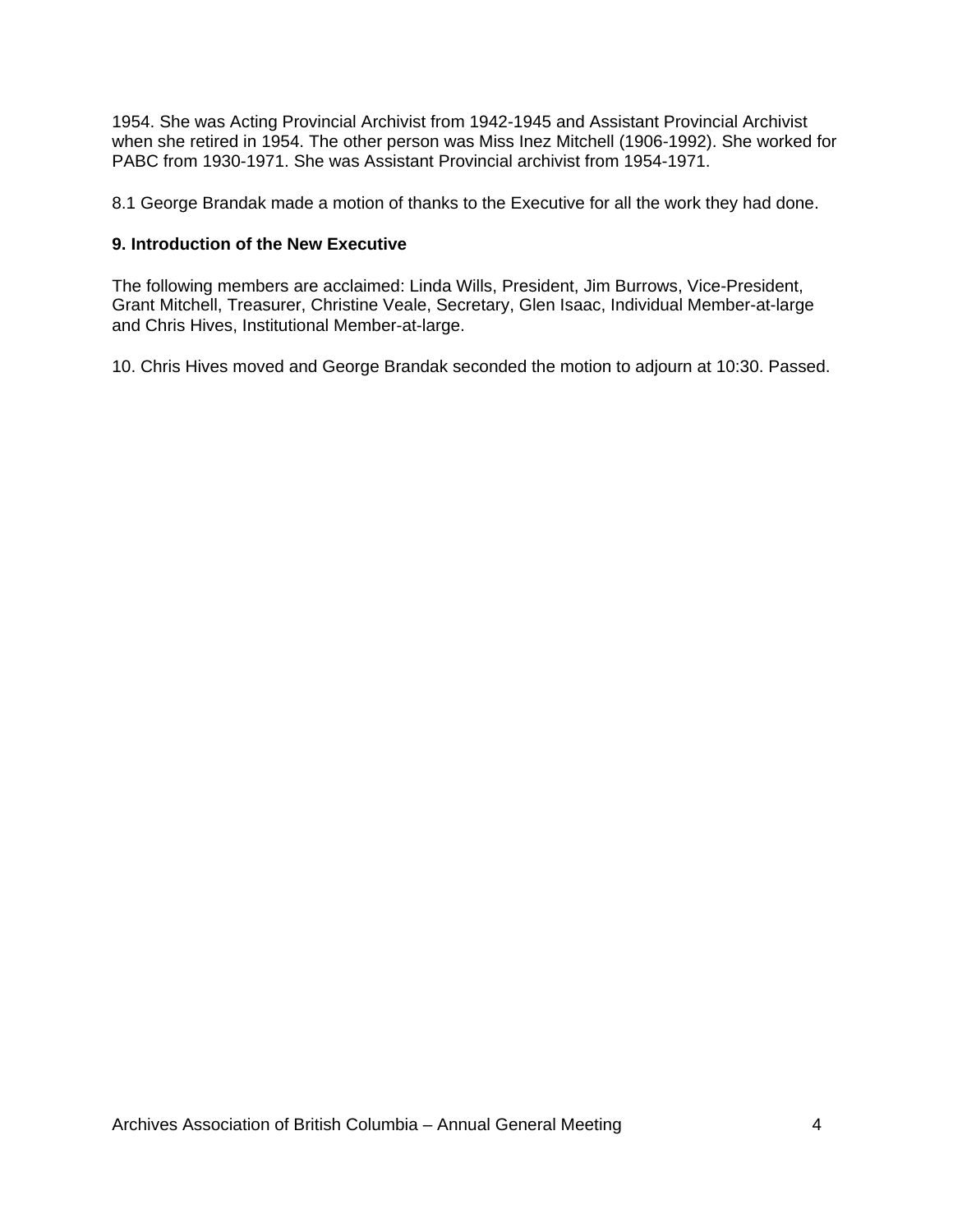1954. She was Acting Provincial Archivist from 1942-1945 and Assistant Provincial Archivist when she retired in 1954. The other person was Miss Inez Mitchell (1906-1992). She worked for PABC from 1930-1971. She was Assistant Provincial archivist from 1954-1971.

8.1 George Brandak made a motion of thanks to the Executive for all the work they had done.

**9. Introduction of the New Executive**

The following members are acclaimed: Linda Wills, President, Jim Burrows, Vice-President, Grant Mitchell, Treasurer, Christine Veale, Secretary, Glen Isaac, Individual Member-at-large and Chris Hives, Institutional Member-at-large.

10. Chris Hives moved and George Brandak seconded the motion to adjourn at 10:30. Passed.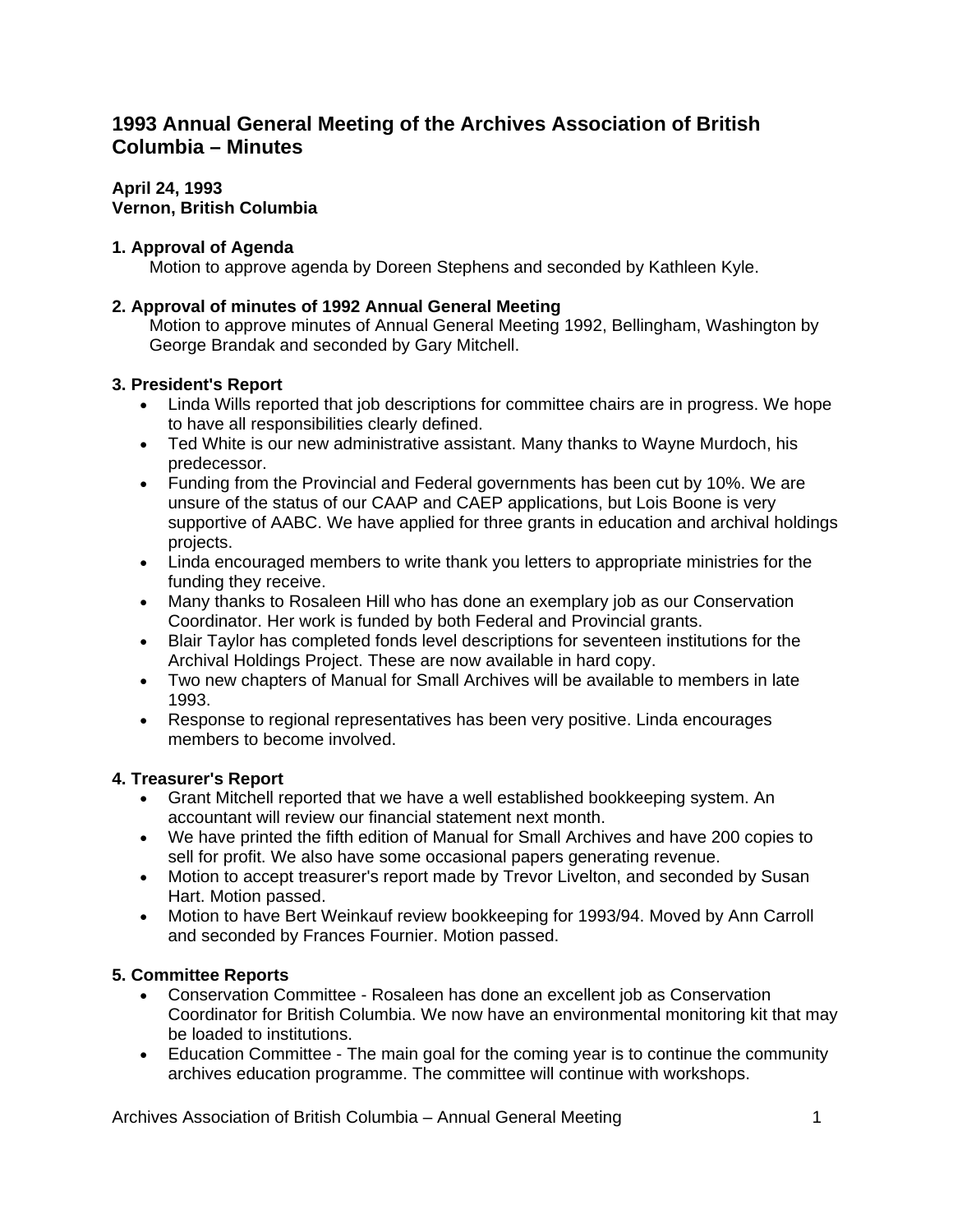# 1993 Annual General Meeting of the Archives Association of British Columbia – Minutes

**April 24, 1993**
**Vernon, British Columbia**

**1. Approval of Agenda**

Motion to approve agenda by Doreen Stephens and seconded by Kathleen Kyle.

**2. Approval of minutes of 1992 Annual General Meeting**

Motion to approve minutes of Annual General Meeting 1992, Bellingham, Washington by George Brandak and seconded by Gary Mitchell.

**3. President's Report**

- Linda Wills reported that job descriptions for committee chairs are in progress. We hope to have all responsibilities clearly defined.
- Ted White is our new administrative assistant. Many thanks to Wayne Murdoch, his predecessor.
- Funding from the Provincial and Federal governments has been cut by 10%. We are unsure of the status of our CAAP and CAEP applications, but Lois Boone is very supportive of AABC. We have applied for three grants in education and archival holdings projects.
- Linda encouraged members to write thank you letters to appropriate ministries for the funding they receive.
- Many thanks to Rosaleen Hill who has done an exemplary job as our Conservation Coordinator. Her work is funded by both Federal and Provincial grants.
- Blair Taylor has completed fonds level descriptions for seventeen institutions for the Archival Holdings Project. These are now available in hard copy.
- Two new chapters of Manual for Small Archives will be available to members in late 1993.
- Response to regional representatives has been very positive. Linda encourages members to become involved.

**4. Treasurer's Report**

- Grant Mitchell reported that we have a well established bookkeeping system. An accountant will review our financial statement next month.
- We have printed the fifth edition of Manual for Small Archives and have 200 copies to sell for profit. We also have some occasional papers generating revenue.
- Motion to accept treasurer's report made by Trevor Livelton, and seconded by Susan Hart. Motion passed.
- Motion to have Bert Weinkauf review bookkeeping for 1993/94. Moved by Ann Carroll and seconded by Frances Fournier. Motion passed.

**5. Committee Reports**

- Conservation Committee - Rosaleen has done an excellent job as Conservation Coordinator for British Columbia. We now have an environmental monitoring kit that may be loaded to institutions.
- Education Committee - The main goal for the coming year is to continue the community archives education programme. The committee will continue with workshops.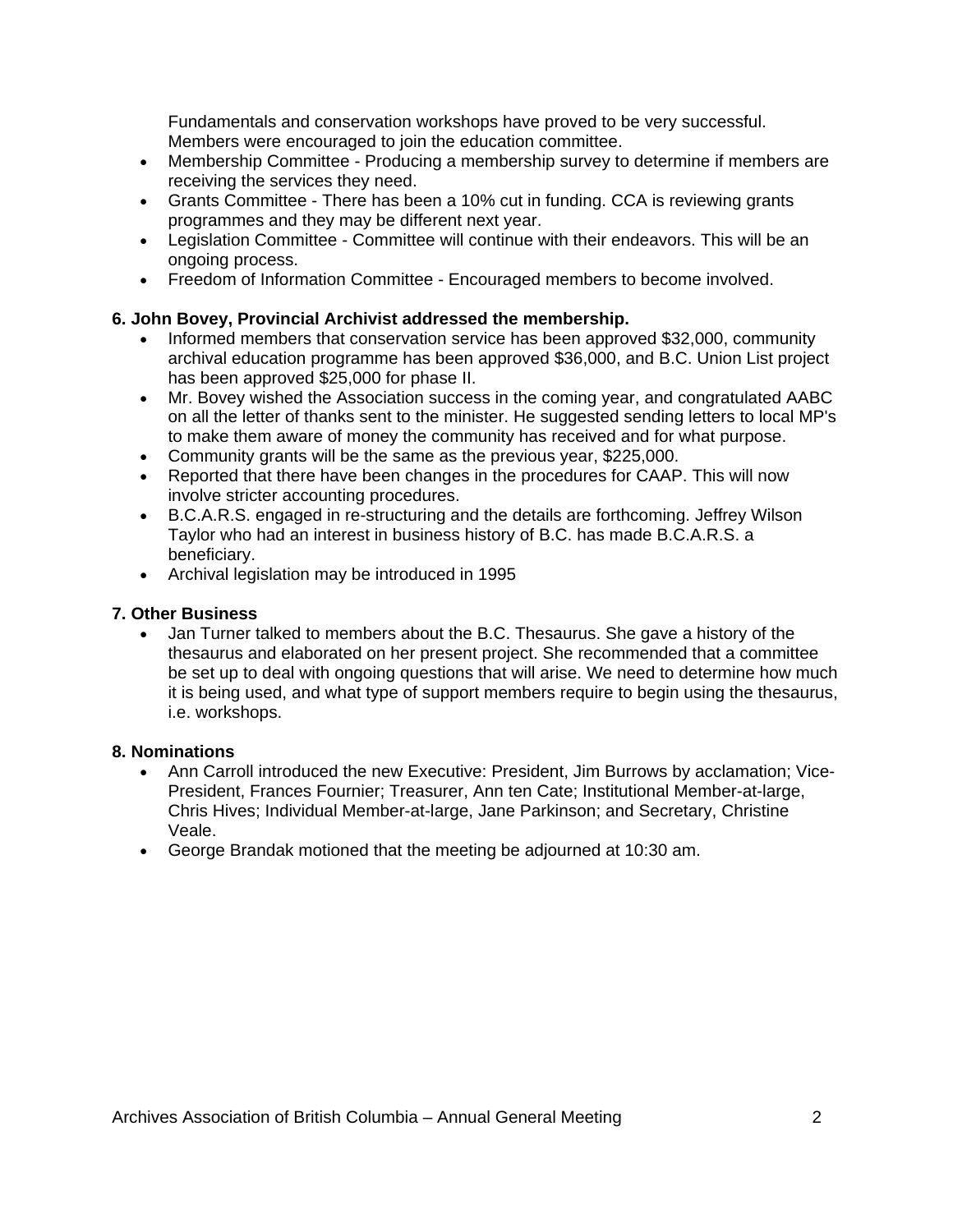Fundamentals and conservation workshops have proved to be very successful. Members were encouraged to join the education committee.

- Membership Committee - Producing a membership survey to determine if members are receiving the services they need.
- Grants Committee - There has been a 10% cut in funding. CCA is reviewing grants programmes and they may be different next year.
- Legislation Committee - Committee will continue with their endeavors. This will be an ongoing process.
- Freedom of Information Committee - Encouraged members to become involved.

**6. John Bovey, Provincial Archivist addressed the membership.**

- Informed members that conservation service has been approved $32,000, community archival education programme has been approved $36,000, and B.C. Union List project has been approved $25,000 for phase II.
- Mr. Bovey wished the Association success in the coming year, and congratulated AABC on all the letter of thanks sent to the minister. He suggested sending letters to local MP's to make them aware of money the community has received and for what purpose.
- Community grants will be the same as the previous year, $225,000.
- Reported that there have been changes in the procedures for CAAP. This will now involve stricter accounting procedures.
- B.C.A.R.S. engaged in re-structuring and the details are forthcoming. Jeffrey Wilson Taylor who had an interest in business history of B.C. has made B.C.A.R.S. a beneficiary.
- Archival legislation may be introduced in 1995

**7. Other Business**

- Jan Turner talked to members about the B.C. Thesaurus. She gave a history of the thesaurus and elaborated on her present project. She recommended that a committee be set up to deal with ongoing questions that will arise. We need to determine how much it is being used, and what type of support members require to begin using the thesaurus, i.e. workshops.

**8. Nominations**

- Ann Carroll introduced the new Executive: President, Jim Burrows by acclamation; Vice-President, Frances Fournier; Treasurer, Ann ten Cate; Institutional Member-at-large, Chris Hives; Individual Member-at-large, Jane Parkinson; and Secretary, Christine Veale.
- George Brandak motioned that the meeting be adjourned at 10:30 am.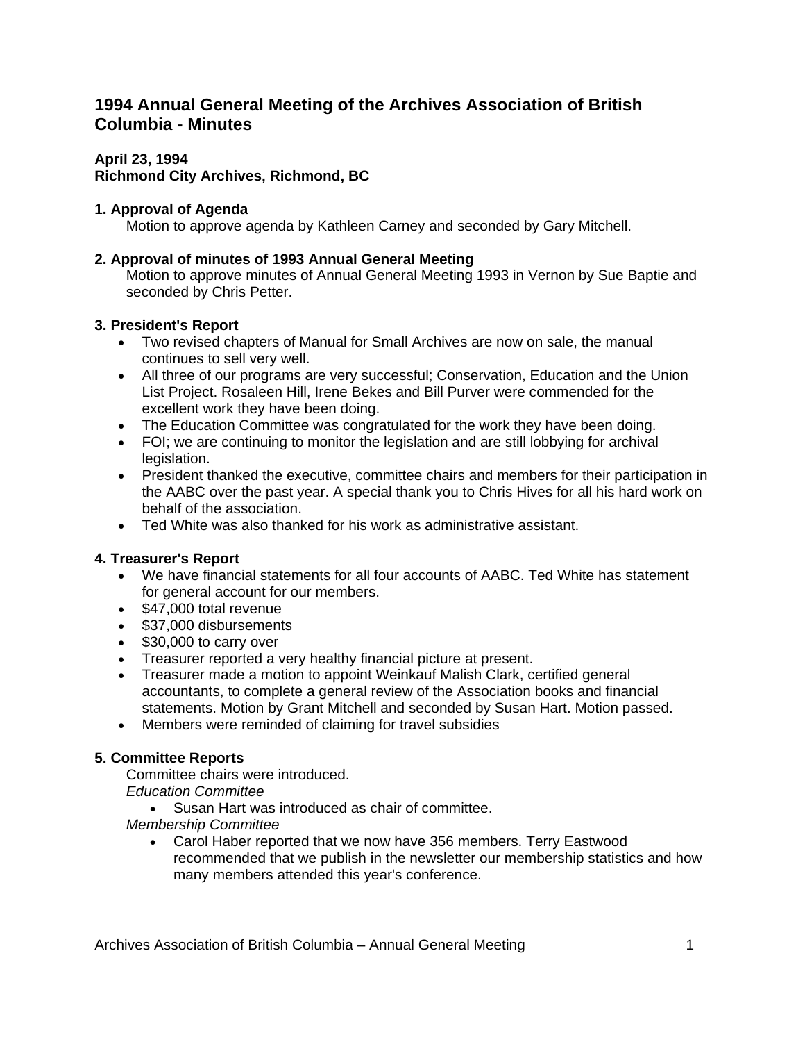# 1994 Annual General Meeting of the Archives Association of British Columbia - Minutes

**April 23, 1994**
**Richmond City Archives, Richmond, BC**

**1. Approval of Agenda**

Motion to approve agenda by Kathleen Carney and seconded by Gary Mitchell.

**2. Approval of minutes of 1993 Annual General Meeting**

Motion to approve minutes of Annual General Meeting 1993 in Vernon by Sue Baptie and seconded by Chris Petter.

**3. President's Report**

- Two revised chapters of Manual for Small Archives are now on sale, the manual continues to sell very well.
- All three of our programs are very successful; Conservation, Education and the Union List Project. Rosaleen Hill, Irene Bekes and Bill Purver were commended for the excellent work they have been doing.
- The Education Committee was congratulated for the work they have been doing.
- FOI; we are continuing to monitor the legislation and are still lobbying for archival legislation.
- President thanked the executive, committee chairs and members for their participation in the AABC over the past year. A special thank you to Chris Hives for all his hard work on behalf of the association.
- Ted White was also thanked for his work as administrative assistant.

**4. Treasurer's Report**

- We have financial statements for all four accounts of AABC. Ted White has statement for general account for our members.
- $47,000 total revenue
- $37,000 disbursements
- $30,000 to carry over
- Treasurer reported a very healthy financial picture at present.
- Treasurer made a motion to appoint Weinkauf Malish Clark, certified general accountants, to complete a general review of the Association books and financial statements. Motion by Grant Mitchell and seconded by Susan Hart. Motion passed.
- Members were reminded of claiming for travel subsidies

**5. Committee Reports**

Committee chairs were introduced.

*Education Committee*

- Susan Hart was introduced as chair of committee.

*Membership Committee*

- Carol Haber reported that we now have 356 members. Terry Eastwood recommended that we publish in the newsletter our membership statistics and how many members attended this year's conference.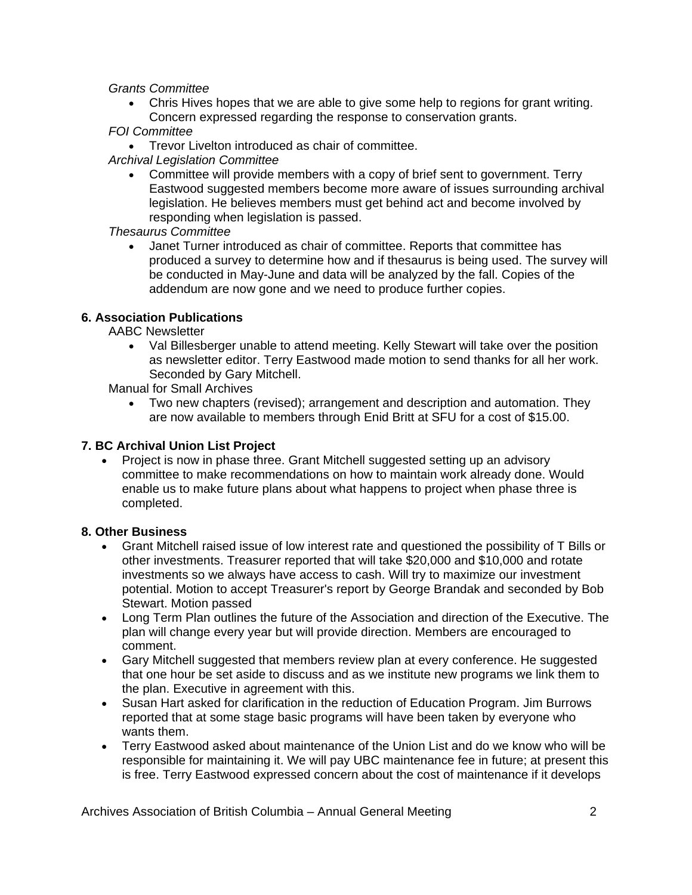*Grants Committee*

- Chris Hives hopes that we are able to give some help to regions for grant writing. Concern expressed regarding the response to conservation grants.

*FOI Committee*

- Trevor Livelton introduced as chair of committee.

*Archival Legislation Committee*

- Committee will provide members with a copy of brief sent to government. Terry Eastwood suggested members become more aware of issues surrounding archival legislation. He believes members must get behind act and become involved by responding when legislation is passed.

*Thesaurus Committee*

- Janet Turner introduced as chair of committee. Reports that committee has produced a survey to determine how and if thesaurus is being used. The survey will be conducted in May-June and data will be analyzed by the fall. Copies of the addendum are now gone and we need to produce further copies.

**6. Association Publications**

AABC Newsletter

- Val Billesberger unable to attend meeting. Kelly Stewart will take over the position as newsletter editor. Terry Eastwood made motion to send thanks for all her work. Seconded by Gary Mitchell.

Manual for Small Archives

- Two new chapters (revised); arrangement and description and automation. They are now available to members through Enid Britt at SFU for a cost of $15.00.

**7. BC Archival Union List Project**

- Project is now in phase three. Grant Mitchell suggested setting up an advisory committee to make recommendations on how to maintain work already done. Would enable us to make future plans about what happens to project when phase three is completed.

**8. Other Business**

- Grant Mitchell raised issue of low interest rate and questioned the possibility of T Bills or other investments. Treasurer reported that will take $20,000 and $10,000 and rotate investments so we always have access to cash. Will try to maximize our investment potential. Motion to accept Treasurer's report by George Brandak and seconded by Bob Stewart. Motion passed
- Long Term Plan outlines the future of the Association and direction of the Executive. The plan will change every year but will provide direction. Members are encouraged to comment.
- Gary Mitchell suggested that members review plan at every conference. He suggested that one hour be set aside to discuss and as we institute new programs we link them to the plan. Executive in agreement with this.
- Susan Hart asked for clarification in the reduction of Education Program. Jim Burrows reported that at some stage basic programs will have been taken by everyone who wants them.
- Terry Eastwood asked about maintenance of the Union List and do we know who will be responsible for maintaining it. We will pay UBC maintenance fee in future; at present this is free. Terry Eastwood expressed concern about the cost of maintenance if it develops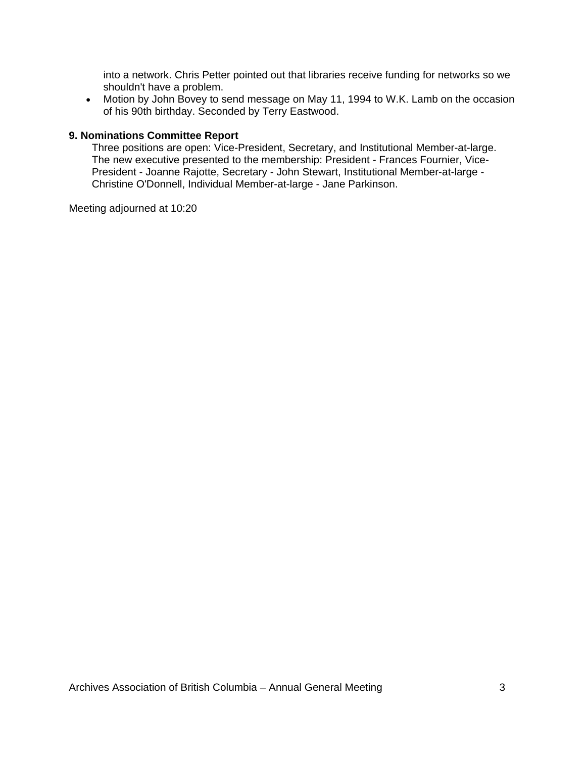into a network. Chris Petter pointed out that libraries receive funding for networks so we shouldn't have a problem.

- Motion by John Bovey to send message on May 11, 1994 to W.K. Lamb on the occasion of his 90th birthday. Seconded by Terry Eastwood.

**9. Nominations Committee Report**

Three positions are open: Vice-President, Secretary, and Institutional Member-at-large. The new executive presented to the membership: President - Frances Fournier, Vice-President - Joanne Rajotte, Secretary - John Stewart, Institutional Member-at-large - Christine O'Donnell, Individual Member-at-large - Jane Parkinson.

Meeting adjourned at 10:20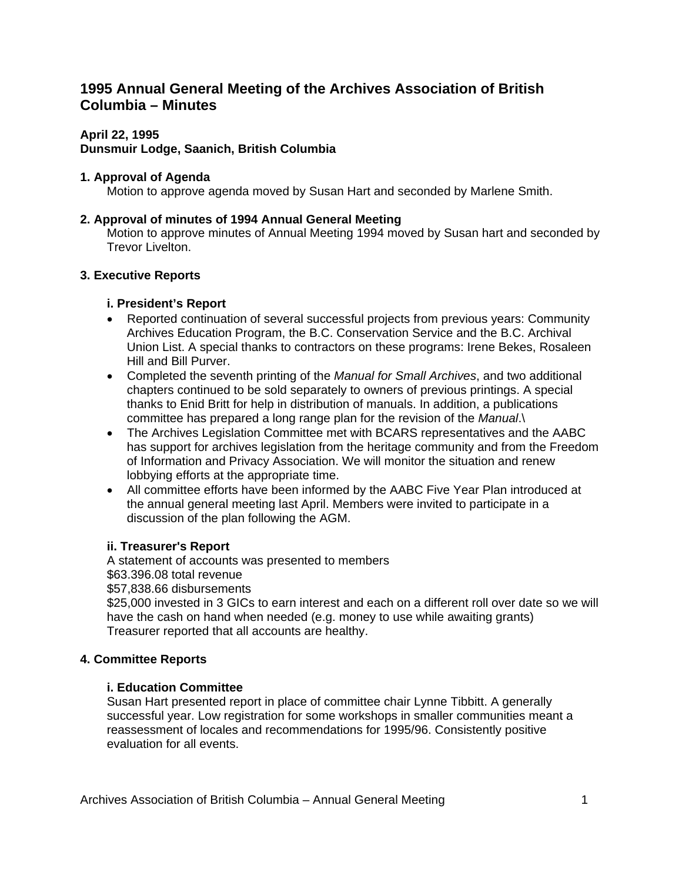# 1995 Annual General Meeting of the Archives Association of British Columbia – Minutes

**April 22, 1995**
**Dunsmuir Lodge, Saanich, British Columbia**

### 1. Approval of Agenda

Motion to approve agenda moved by Susan Hart and seconded by Marlene Smith.

### 2. Approval of minutes of 1994 Annual General Meeting

Motion to approve minutes of Annual Meeting 1994 moved by Susan hart and seconded by Trevor Livelton.

### 3. Executive Reports

#### i. President's Report

- Reported continuation of several successful projects from previous years: Community Archives Education Program, the B.C. Conservation Service and the B.C. Archival Union List. A special thanks to contractors on these programs: Irene Bekes, Rosaleen Hill and Bill Purver.
- Completed the seventh printing of the *Manual for Small Archives*, and two additional chapters continued to be sold separately to owners of previous printings. A special thanks to Enid Britt for help in distribution of manuals. In addition, a publications committee has prepared a long range plan for the revision of the *Manual*.\
- The Archives Legislation Committee met with BCARS representatives and the AABC has support for archives legislation from the heritage community and from the Freedom of Information and Privacy Association. We will monitor the situation and renew lobbying efforts at the appropriate time.
- All committee efforts have been informed by the AABC Five Year Plan introduced at the annual general meeting last April. Members were invited to participate in a discussion of the plan following the AGM.

#### ii. Treasurer's Report

A statement of accounts was presented to members
$63.396.08 total revenue
$57,838.66 disbursements
$25,000 invested in 3 GICs to earn interest and each on a different roll over date so we will have the cash on hand when needed (e.g. money to use while awaiting grants)
Treasurer reported that all accounts are healthy.

### 4. Committee Reports

#### i. Education Committee

Susan Hart presented report in place of committee chair Lynne Tibbitt. A generally successful year. Low registration for some workshops in smaller communities meant a reassessment of locales and recommendations for 1995/96. Consistently positive evaluation for all events.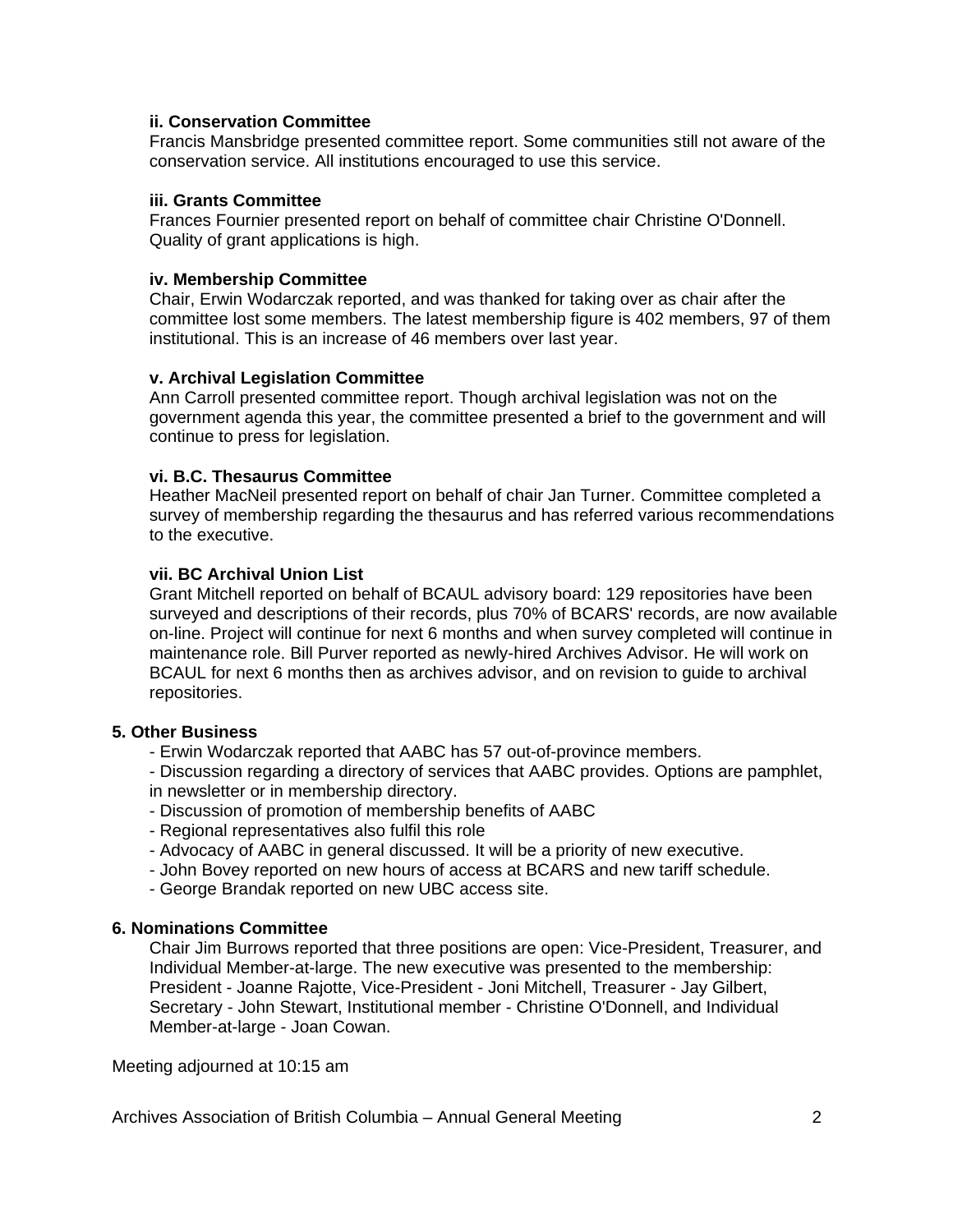**ii. Conservation Committee**

Francis Mansbridge presented committee report. Some communities still not aware of the conservation service. All institutions encouraged to use this service.

**iii. Grants Committee**

Frances Fournier presented report on behalf of committee chair Christine O'Donnell. Quality of grant applications is high.

**iv. Membership Committee**

Chair, Erwin Wodarczak reported, and was thanked for taking over as chair after the committee lost some members. The latest membership figure is 402 members, 97 of them institutional. This is an increase of 46 members over last year.

**v. Archival Legislation Committee**

Ann Carroll presented committee report. Though archival legislation was not on the government agenda this year, the committee presented a brief to the government and will continue to press for legislation.

**vi. B.C. Thesaurus Committee**

Heather MacNeil presented report on behalf of chair Jan Turner. Committee completed a survey of membership regarding the thesaurus and has referred various recommendations to the executive.

**vii. BC Archival Union List**

Grant Mitchell reported on behalf of BCAUL advisory board: 129 repositories have been surveyed and descriptions of their records, plus 70% of BCARS' records, are now available on-line. Project will continue for next 6 months and when survey completed will continue in maintenance role. Bill Purver reported as newly-hired Archives Advisor. He will work on BCAUL for next 6 months then as archives advisor, and on revision to guide to archival repositories.

**5. Other Business**

- Erwin Wodarczak reported that AABC has 57 out-of-province members.
- Discussion regarding a directory of services that AABC provides. Options are pamphlet, in newsletter or in membership directory.
- Discussion of promotion of membership benefits of AABC
- Regional representatives also fulfil this role
- Advocacy of AABC in general discussed. It will be a priority of new executive.
- John Bovey reported on new hours of access at BCARS and new tariff schedule.
- George Brandak reported on new UBC access site.

**6. Nominations Committee**

Chair Jim Burrows reported that three positions are open: Vice-President, Treasurer, and Individual Member-at-large. The new executive was presented to the membership: President - Joanne Rajotte, Vice-President - Joni Mitchell, Treasurer - Jay Gilbert, Secretary - John Stewart, Institutional member - Christine O'Donnell, and Individual Member-at-large - Joan Cowan.

Meeting adjourned at 10:15 am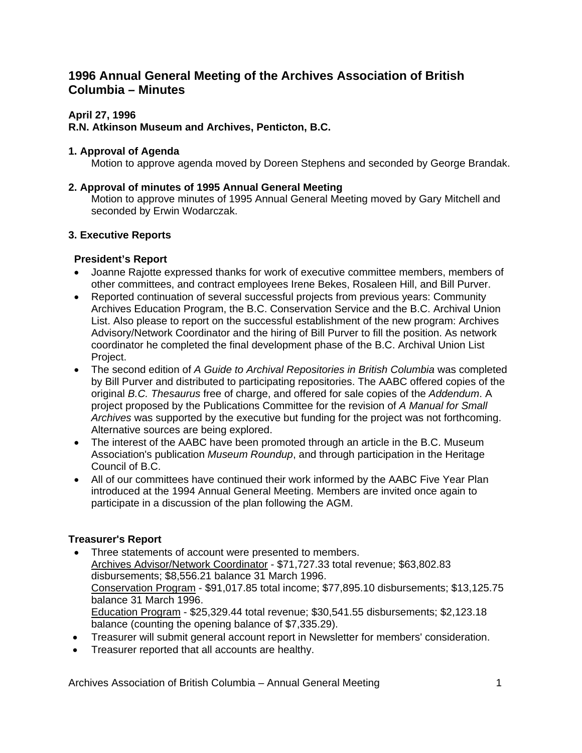# 1996 Annual General Meeting of the Archives Association of British Columbia – Minutes

**April 27, 1996**
**R.N. Atkinson Museum and Archives, Penticton, B.C.**

### 1. Approval of Agenda

Motion to approve agenda moved by Doreen Stephens and seconded by George Brandak.

### 2. Approval of minutes of 1995 Annual General Meeting

Motion to approve minutes of 1995 Annual General Meeting moved by Gary Mitchell and seconded by Erwin Wodarczak.

### 3. Executive Reports

**President's Report**

- Joanne Rajotte expressed thanks for work of executive committee members, members of other committees, and contract employees Irene Bekes, Rosaleen Hill, and Bill Purver.
- Reported continuation of several successful projects from previous years: Community Archives Education Program, the B.C. Conservation Service and the B.C. Archival Union List. Also please to report on the successful establishment of the new program: Archives Advisory/Network Coordinator and the hiring of Bill Purver to fill the position. As network coordinator he completed the final development phase of the B.C. Archival Union List Project.
- The second edition of *A Guide to Archival Repositories in British Columbia* was completed by Bill Purver and distributed to participating repositories. The AABC offered copies of the original *B.C. Thesaurus* free of charge, and offered for sale copies of the *Addendum*. A project proposed by the Publications Committee for the revision of *A Manual for Small Archives* was supported by the executive but funding for the project was not forthcoming. Alternative sources are being explored.
- The interest of the AABC have been promoted through an article in the B.C. Museum Association's publication *Museum Roundup*, and through participation in the Heritage Council of B.C.
- All of our committees have continued their work informed by the AABC Five Year Plan introduced at the 1994 Annual General Meeting. Members are invited once again to participate in a discussion of the plan following the AGM.

**Treasurer's Report**

- Three statements of account were presented to members.
  <u>Archives Advisor/Network Coordinator</u> - $71,727.33 total revenue; $63,802.83 disbursements; $8,556.21 balance 31 March 1996.
  <u>Conservation Program</u> - $91,017.85 total income; $77,895.10 disbursements; $13,125.75 balance 31 March 1996.
  <u>Education Program</u> - $25,329.44 total revenue; $30,541.55 disbursements; $2,123.18 balance (counting the opening balance of $7,335.29).
- Treasurer will submit general account report in Newsletter for members' consideration.
- Treasurer reported that all accounts are healthy.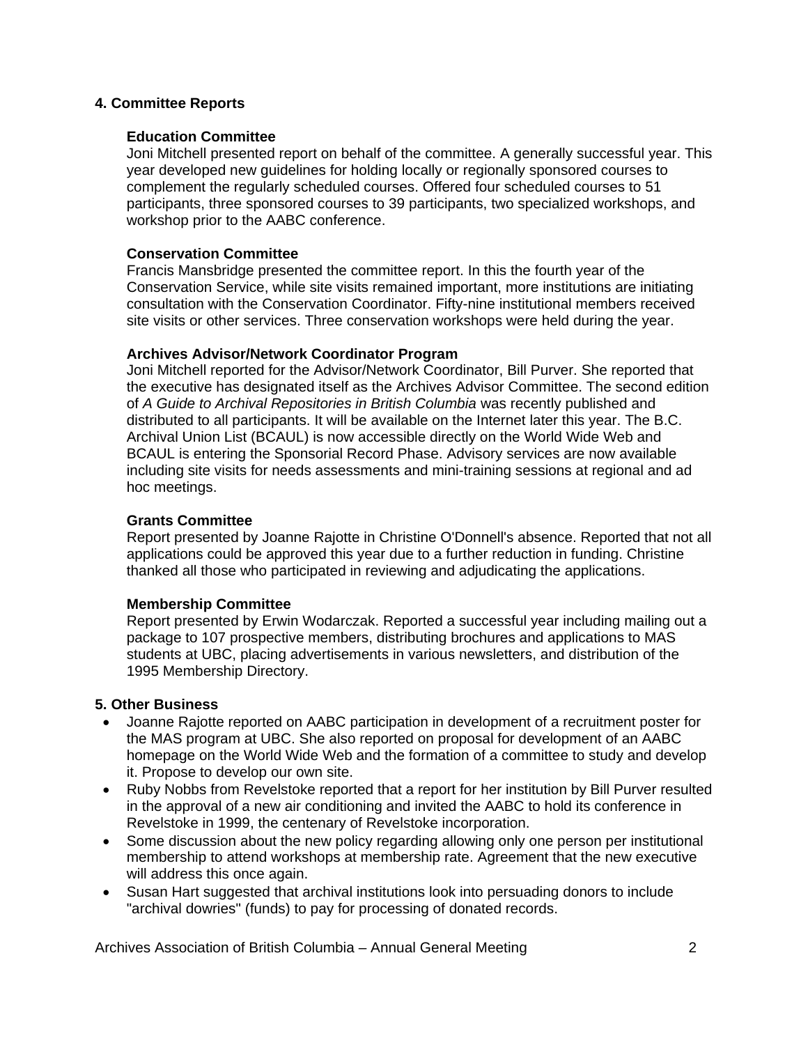## 4. Committee Reports

### Education Committee

Joni Mitchell presented report on behalf of the committee. A generally successful year. This year developed new guidelines for holding locally or regionally sponsored courses to complement the regularly scheduled courses. Offered four scheduled courses to 51 participants, three sponsored courses to 39 participants, two specialized workshops, and workshop prior to the AABC conference.

### Conservation Committee

Francis Mansbridge presented the committee report. In this the fourth year of the Conservation Service, while site visits remained important, more institutions are initiating consultation with the Conservation Coordinator. Fifty-nine institutional members received site visits or other services. Three conservation workshops were held during the year.

### Archives Advisor/Network Coordinator Program

Joni Mitchell reported for the Advisor/Network Coordinator, Bill Purver. She reported that the executive has designated itself as the Archives Advisor Committee. The second edition of *A Guide to Archival Repositories in British Columbia* was recently published and distributed to all participants. It will be available on the Internet later this year. The B.C. Archival Union List (BCAUL) is now accessible directly on the World Wide Web and BCAUL is entering the Sponsorial Record Phase. Advisory services are now available including site visits for needs assessments and mini-training sessions at regional and ad hoc meetings.

### Grants Committee

Report presented by Joanne Rajotte in Christine O'Donnell's absence. Reported that not all applications could be approved this year due to a further reduction in funding. Christine thanked all those who participated in reviewing and adjudicating the applications.

### Membership Committee

Report presented by Erwin Wodarczak. Reported a successful year including mailing out a package to 107 prospective members, distributing brochures and applications to MAS students at UBC, placing advertisements in various newsletters, and distribution of the 1995 Membership Directory.

## 5. Other Business

- Joanne Rajotte reported on AABC participation in development of a recruitment poster for the MAS program at UBC. She also reported on proposal for development of an AABC homepage on the World Wide Web and the formation of a committee to study and develop it. Propose to develop our own site.
- Ruby Nobbs from Revelstoke reported that a report for her institution by Bill Purver resulted in the approval of a new air conditioning and invited the AABC to hold its conference in Revelstoke in 1999, the centenary of Revelstoke incorporation.
- Some discussion about the new policy regarding allowing only one person per institutional membership to attend workshops at membership rate. Agreement that the new executive will address this once again.
- Susan Hart suggested that archival institutions look into persuading donors to include "archival dowries" (funds) to pay for processing of donated records.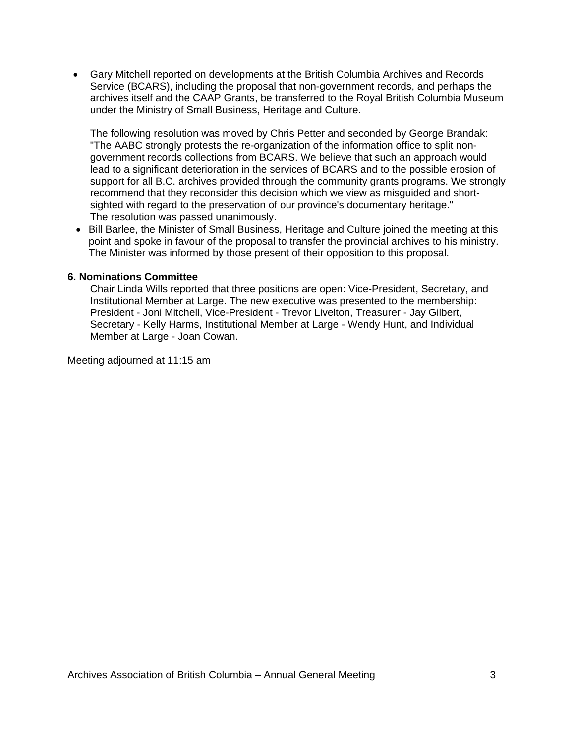- Gary Mitchell reported on developments at the British Columbia Archives and Records Service (BCARS), including the proposal that non-government records, and perhaps the archives itself and the CAAP Grants, be transferred to the Royal British Columbia Museum under the Ministry of Small Business, Heritage and Culture.

  The following resolution was moved by Chris Petter and seconded by George Brandak: "The AABC strongly protests the re-organization of the information office to split non-government records collections from BCARS. We believe that such an approach would lead to a significant deterioration in the services of BCARS and to the possible erosion of support for all B.C. archives provided through the community grants programs. We strongly recommend that they reconsider this decision which we view as misguided and short-sighted with regard to the preservation of our province's documentary heritage."
  The resolution was passed unanimously.
- Bill Barlee, the Minister of Small Business, Heritage and Culture joined the meeting at this point and spoke in favour of the proposal to transfer the provincial archives to his ministry. The Minister was informed by those present of their opposition to this proposal.

**6. Nominations Committee**

Chair Linda Wills reported that three positions are open: Vice-President, Secretary, and Institutional Member at Large. The new executive was presented to the membership: President - Joni Mitchell, Vice-President - Trevor Livelton, Treasurer - Jay Gilbert, Secretary - Kelly Harms, Institutional Member at Large - Wendy Hunt, and Individual Member at Large - Joan Cowan.

Meeting adjourned at 11:15 am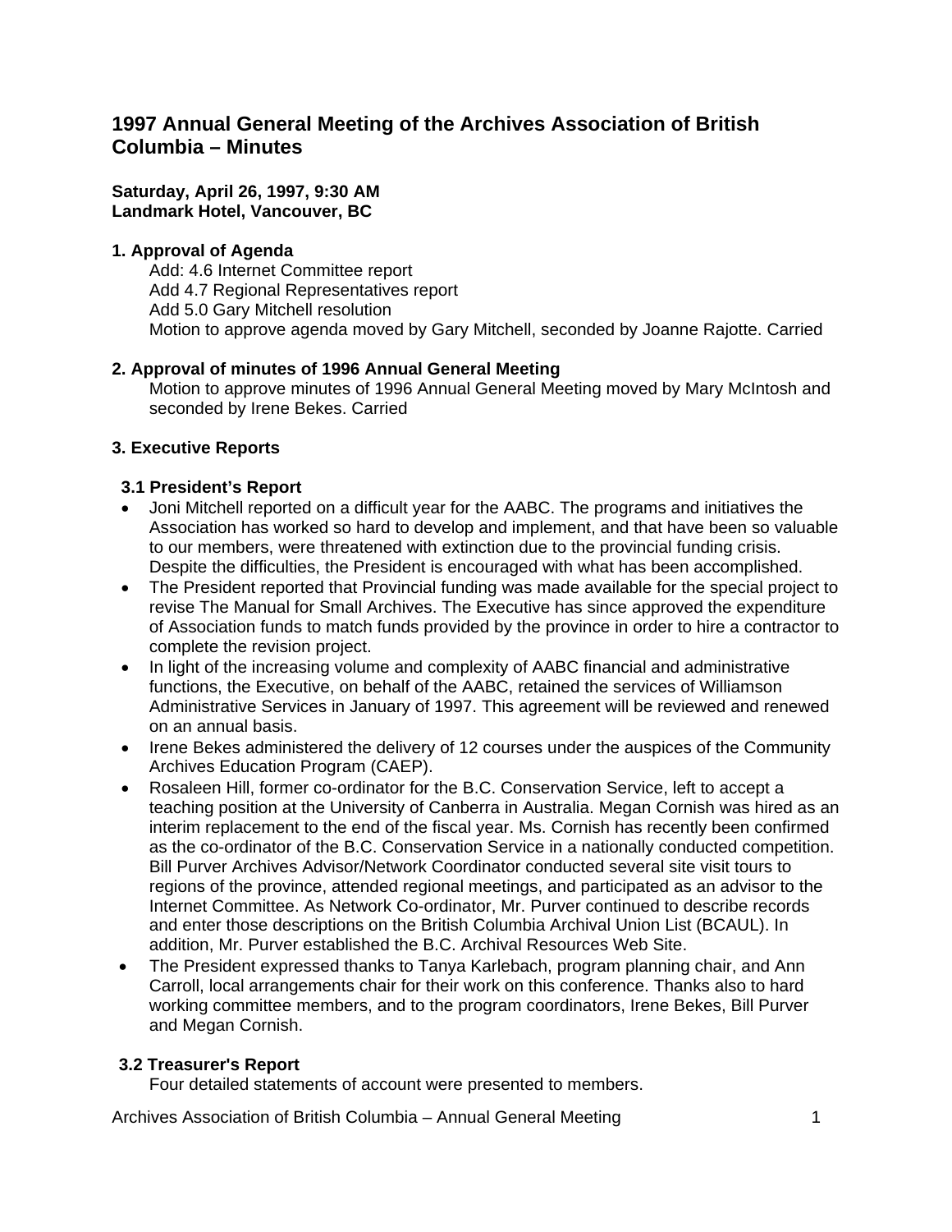# 1997 Annual General Meeting of the Archives Association of British Columbia – Minutes

**Saturday, April 26, 1997, 9:30 AM**
**Landmark Hotel, Vancouver, BC**

### 1. Approval of Agenda

Add: 4.6 Internet Committee report
Add 4.7 Regional Representatives report
Add 5.0 Gary Mitchell resolution
Motion to approve agenda moved by Gary Mitchell, seconded by Joanne Rajotte. Carried

### 2. Approval of minutes of 1996 Annual General Meeting

Motion to approve minutes of 1996 Annual General Meeting moved by Mary McIntosh and seconded by Irene Bekes. Carried

### 3. Executive Reports

#### 3.1 President's Report

- Joni Mitchell reported on a difficult year for the AABC. The programs and initiatives the Association has worked so hard to develop and implement, and that have been so valuable to our members, were threatened with extinction due to the provincial funding crisis. Despite the difficulties, the President is encouraged with what has been accomplished.
- The President reported that Provincial funding was made available for the special project to revise The Manual for Small Archives. The Executive has since approved the expenditure of Association funds to match funds provided by the province in order to hire a contractor to complete the revision project.
- In light of the increasing volume and complexity of AABC financial and administrative functions, the Executive, on behalf of the AABC, retained the services of Williamson Administrative Services in January of 1997. This agreement will be reviewed and renewed on an annual basis.
- Irene Bekes administered the delivery of 12 courses under the auspices of the Community Archives Education Program (CAEP).
- Rosaleen Hill, former co-ordinator for the B.C. Conservation Service, left to accept a teaching position at the University of Canberra in Australia. Megan Cornish was hired as an interim replacement to the end of the fiscal year. Ms. Cornish has recently been confirmed as the co-ordinator of the B.C. Conservation Service in a nationally conducted competition. Bill Purver Archives Advisor/Network Coordinator conducted several site visit tours to regions of the province, attended regional meetings, and participated as an advisor to the Internet Committee. As Network Co-ordinator, Mr. Purver continued to describe records and enter those descriptions on the British Columbia Archival Union List (BCAUL). In addition, Mr. Purver established the B.C. Archival Resources Web Site.
- The President expressed thanks to Tanya Karlebach, program planning chair, and Ann Carroll, local arrangements chair for their work on this conference. Thanks also to hard working committee members, and to the program coordinators, Irene Bekes, Bill Purver and Megan Cornish.

#### 3.2 Treasurer's Report

Four detailed statements of account were presented to members.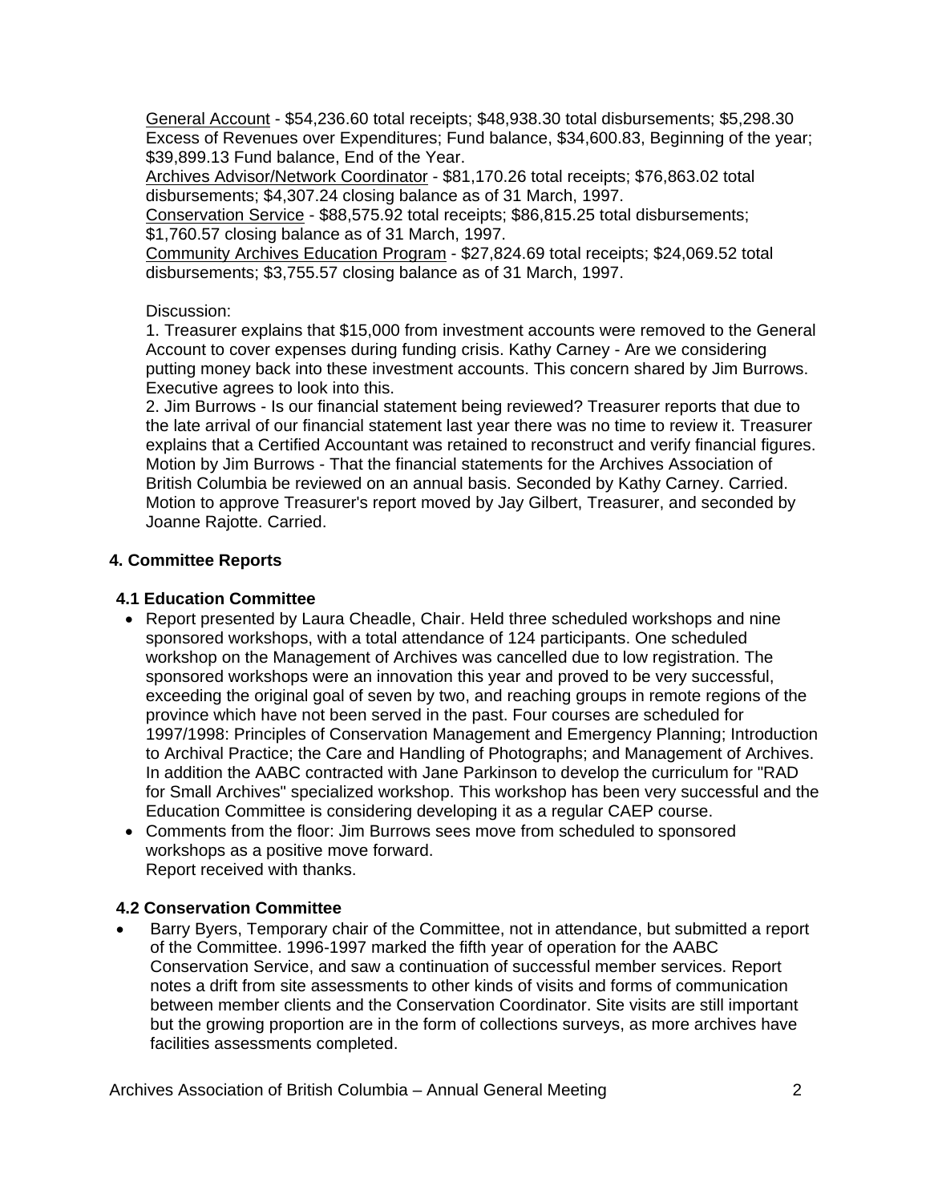General Account - $54,236.60 total receipts; $48,938.30 total disbursements; $5,298.30 Excess of Revenues over Expenditures; Fund balance, $34,600.83, Beginning of the year; $39,899.13 Fund balance, End of the Year.
Archives Advisor/Network Coordinator - $81,170.26 total receipts; $76,863.02 total disbursements; $4,307.24 closing balance as of 31 March, 1997.
Conservation Service - $88,575.92 total receipts; $86,815.25 total disbursements; $1,760.57 closing balance as of 31 March, 1997.
Community Archives Education Program - $27,824.69 total receipts; $24,069.52 total disbursements; $3,755.57 closing balance as of 31 March, 1997.

Discussion:
1. Treasurer explains that $15,000 from investment accounts were removed to the General Account to cover expenses during funding crisis. Kathy Carney - Are we considering putting money back into these investment accounts. This concern shared by Jim Burrows. Executive agrees to look into this.
2. Jim Burrows - Is our financial statement being reviewed? Treasurer reports that due to the late arrival of our financial statement last year there was no time to review it. Treasurer explains that a Certified Accountant was retained to reconstruct and verify financial figures. Motion by Jim Burrows - That the financial statements for the Archives Association of British Columbia be reviewed on an annual basis. Seconded by Kathy Carney. Carried.
Motion to approve Treasurer's report moved by Jay Gilbert, Treasurer, and seconded by Joanne Rajotte. Carried.

## 4. Committee Reports

### 4.1 Education Committee

- Report presented by Laura Cheadle, Chair. Held three scheduled workshops and nine sponsored workshops, with a total attendance of 124 participants. One scheduled workshop on the Management of Archives was cancelled due to low registration. The sponsored workshops were an innovation this year and proved to be very successful, exceeding the original goal of seven by two, and reaching groups in remote regions of the province which have not been served in the past. Four courses are scheduled for 1997/1998: Principles of Conservation Management and Emergency Planning; Introduction to Archival Practice; the Care and Handling of Photographs; and Management of Archives. In addition the AABC contracted with Jane Parkinson to develop the curriculum for "RAD for Small Archives" specialized workshop. This workshop has been very successful and the Education Committee is considering developing it as a regular CAEP course.
- Comments from the floor: Jim Burrows sees move from scheduled to sponsored workshops as a positive move forward.
  Report received with thanks.

### 4.2 Conservation Committee

- Barry Byers, Temporary chair of the Committee, not in attendance, but submitted a report of the Committee. 1996-1997 marked the fifth year of operation for the AABC Conservation Service, and saw a continuation of successful member services. Report notes a drift from site assessments to other kinds of visits and forms of communication between member clients and the Conservation Coordinator. Site visits are still important but the growing proportion are in the form of collections surveys, as more archives have facilities assessments completed.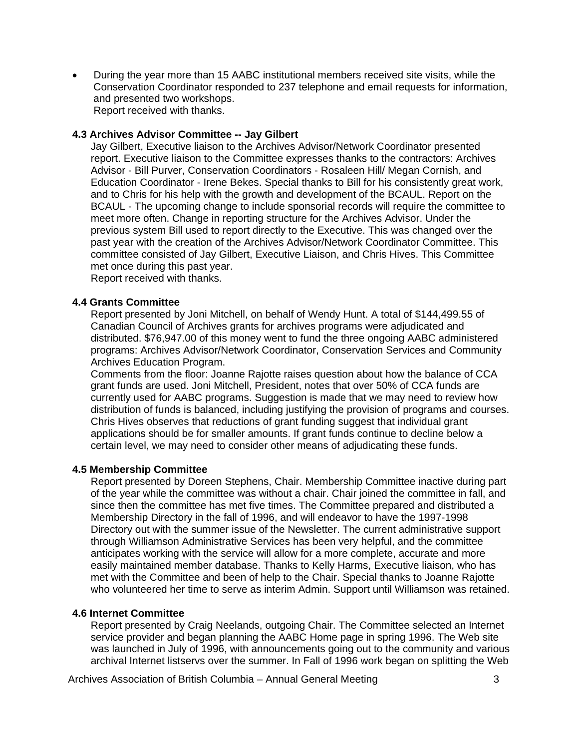- During the year more than 15 AABC institutional members received site visits, while the Conservation Coordinator responded to 237 telephone and email requests for information, and presented two workshops.
  Report received with thanks.

**4.3 Archives Advisor Committee -- Jay Gilbert**

Jay Gilbert, Executive liaison to the Archives Advisor/Network Coordinator presented report. Executive liaison to the Committee expresses thanks to the contractors: Archives Advisor - Bill Purver, Conservation Coordinators - Rosaleen Hill/ Megan Cornish, and Education Coordinator - Irene Bekes. Special thanks to Bill for his consistently great work, and to Chris for his help with the growth and development of the BCAUL. Report on the BCAUL - The upcoming change to include sponsorial records will require the committee to meet more often. Change in reporting structure for the Archives Advisor. Under the previous system Bill used to report directly to the Executive. This was changed over the past year with the creation of the Archives Advisor/Network Coordinator Committee. This committee consisted of Jay Gilbert, Executive Liaison, and Chris Hives. This Committee met once during this past year.
Report received with thanks.

**4.4 Grants Committee**

Report presented by Joni Mitchell, on behalf of Wendy Hunt. A total of $144,499.55 of Canadian Council of Archives grants for archives programs were adjudicated and distributed. $76,947.00 of this money went to fund the three ongoing AABC administered programs: Archives Advisor/Network Coordinator, Conservation Services and Community Archives Education Program.
Comments from the floor: Joanne Rajotte raises question about how the balance of CCA grant funds are used. Joni Mitchell, President, notes that over 50% of CCA funds are currently used for AABC programs. Suggestion is made that we may need to review how distribution of funds is balanced, including justifying the provision of programs and courses. Chris Hives observes that reductions of grant funding suggest that individual grant applications should be for smaller amounts. If grant funds continue to decline below a certain level, we may need to consider other means of adjudicating these funds.

**4.5 Membership Committee**

Report presented by Doreen Stephens, Chair. Membership Committee inactive during part of the year while the committee was without a chair. Chair joined the committee in fall, and since then the committee has met five times. The Committee prepared and distributed a Membership Directory in the fall of 1996, and will endeavor to have the 1997-1998 Directory out with the summer issue of the Newsletter. The current administrative support through Williamson Administrative Services has been very helpful, and the committee anticipates working with the service will allow for a more complete, accurate and more easily maintained member database. Thanks to Kelly Harms, Executive liaison, who has met with the Committee and been of help to the Chair. Special thanks to Joanne Rajotte who volunteered her time to serve as interim Admin. Support until Williamson was retained.

**4.6 Internet Committee**

Report presented by Craig Neelands, outgoing Chair. The Committee selected an Internet service provider and began planning the AABC Home page in spring 1996. The Web site was launched in July of 1996, with announcements going out to the community and various archival Internet listservs over the summer. In Fall of 1996 work began on splitting the Web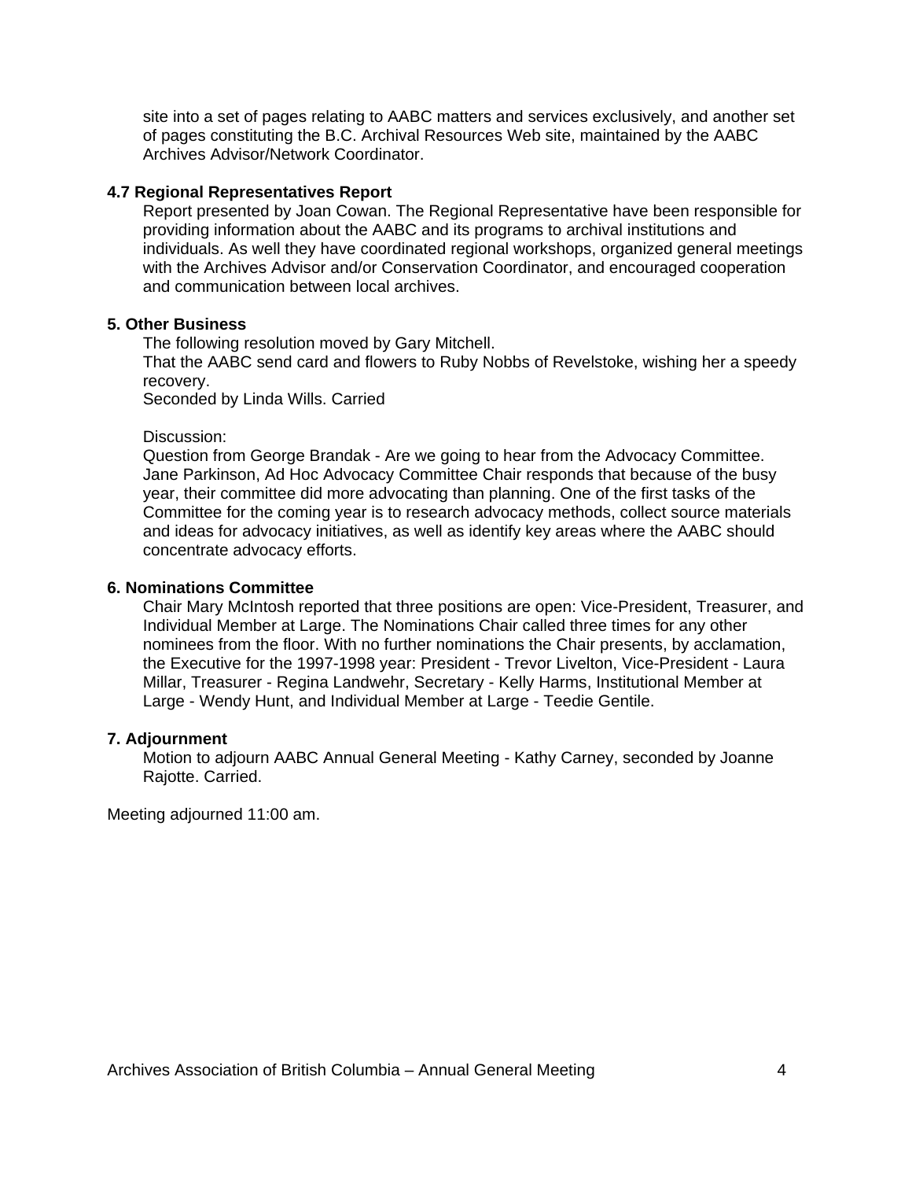site into a set of pages relating to AABC matters and services exclusively, and another set of pages constituting the B.C. Archival Resources Web site, maintained by the AABC Archives Advisor/Network Coordinator.

**4.7 Regional Representatives Report**

Report presented by Joan Cowan. The Regional Representative have been responsible for providing information about the AABC and its programs to archival institutions and individuals. As well they have coordinated regional workshops, organized general meetings with the Archives Advisor and/or Conservation Coordinator, and encouraged cooperation and communication between local archives.

**5. Other Business**

The following resolution moved by Gary Mitchell.
That the AABC send card and flowers to Ruby Nobbs of Revelstoke, wishing her a speedy recovery.
Seconded by Linda Wills. Carried

Discussion:
Question from George Brandak - Are we going to hear from the Advocacy Committee. Jane Parkinson, Ad Hoc Advocacy Committee Chair responds that because of the busy year, their committee did more advocating than planning. One of the first tasks of the Committee for the coming year is to research advocacy methods, collect source materials and ideas for advocacy initiatives, as well as identify key areas where the AABC should concentrate advocacy efforts.

**6. Nominations Committee**

Chair Mary McIntosh reported that three positions are open: Vice-President, Treasurer, and Individual Member at Large. The Nominations Chair called three times for any other nominees from the floor. With no further nominations the Chair presents, by acclamation, the Executive for the 1997-1998 year: President - Trevor Livelton, Vice-President - Laura Millar, Treasurer - Regina Landwehr, Secretary - Kelly Harms, Institutional Member at Large - Wendy Hunt, and Individual Member at Large - Teedie Gentile.

**7. Adjournment**

Motion to adjourn AABC Annual General Meeting - Kathy Carney, seconded by Joanne Rajotte. Carried.

Meeting adjourned 11:00 am.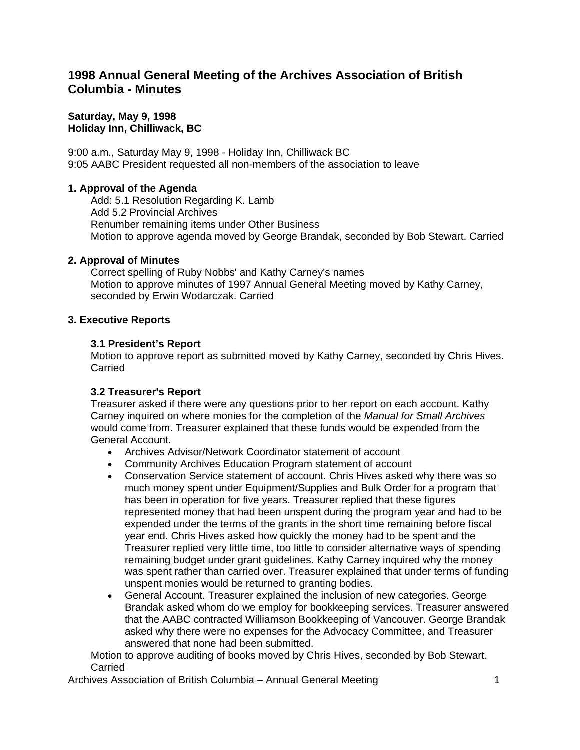# 1998 Annual General Meeting of the Archives Association of British Columbia - Minutes

**Saturday, May 9, 1998**
**Holiday Inn, Chilliwack, BC**

9:00 a.m., Saturday May 9, 1998 - Holiday Inn, Chilliwack BC
9:05 AABC President requested all non-members of the association to leave

### 1. Approval of the Agenda

Add: 5.1 Resolution Regarding K. Lamb
Add 5.2 Provincial Archives
Renumber remaining items under Other Business
Motion to approve agenda moved by George Brandak, seconded by Bob Stewart. Carried

### 2. Approval of Minutes

Correct spelling of Ruby Nobbs' and Kathy Carney's names
Motion to approve minutes of 1997 Annual General Meeting moved by Kathy Carney, seconded by Erwin Wodarczak. Carried

### 3. Executive Reports

#### 3.1 President's Report

Motion to approve report as submitted moved by Kathy Carney, seconded by Chris Hives. Carried

#### 3.2 Treasurer's Report

Treasurer asked if there were any questions prior to her report on each account. Kathy Carney inquired on where monies for the completion of the *Manual for Small Archives* would come from. Treasurer explained that these funds would be expended from the General Account.

- Archives Advisor/Network Coordinator statement of account
- Community Archives Education Program statement of account
- Conservation Service statement of account. Chris Hives asked why there was so much money spent under Equipment/Supplies and Bulk Order for a program that has been in operation for five years. Treasurer replied that these figures represented money that had been unspent during the program year and had to be expended under the terms of the grants in the short time remaining before fiscal year end. Chris Hives asked how quickly the money had to be spent and the Treasurer replied very little time, too little to consider alternative ways of spending remaining budget under grant guidelines. Kathy Carney inquired why the money was spent rather than carried over. Treasurer explained that under terms of funding unspent monies would be returned to granting bodies.
- General Account. Treasurer explained the inclusion of new categories. George Brandak asked whom do we employ for bookkeeping services. Treasurer answered that the AABC contracted Williamson Bookkeeping of Vancouver. George Brandak asked why there were no expenses for the Advocacy Committee, and Treasurer answered that none had been submitted.

Motion to approve auditing of books moved by Chris Hives, seconded by Bob Stewart. Carried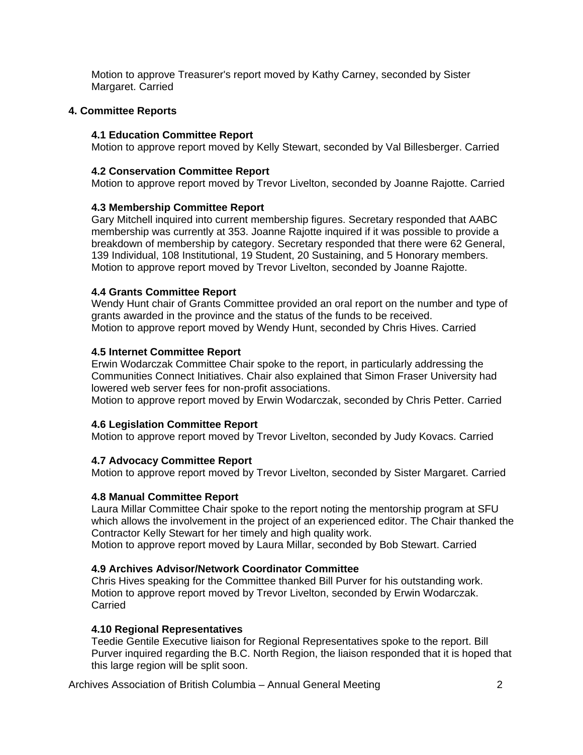Motion to approve Treasurer's report moved by Kathy Carney, seconded by Sister Margaret. Carried

## 4. Committee Reports

### 4.1 Education Committee Report

Motion to approve report moved by Kelly Stewart, seconded by Val Billesberger. Carried

### 4.2 Conservation Committee Report

Motion to approve report moved by Trevor Livelton, seconded by Joanne Rajotte. Carried

### 4.3 Membership Committee Report

Gary Mitchell inquired into current membership figures. Secretary responded that AABC membership was currently at 353. Joanne Rajotte inquired if it was possible to provide a breakdown of membership by category. Secretary responded that there were 62 General, 139 Individual, 108 Institutional, 19 Student, 20 Sustaining, and 5 Honorary members. Motion to approve report moved by Trevor Livelton, seconded by Joanne Rajotte.

### 4.4 Grants Committee Report

Wendy Hunt chair of Grants Committee provided an oral report on the number and type of grants awarded in the province and the status of the funds to be received.
Motion to approve report moved by Wendy Hunt, seconded by Chris Hives. Carried

### 4.5 Internet Committee Report

Erwin Wodarczak Committee Chair spoke to the report, in particularly addressing the Communities Connect Initiatives. Chair also explained that Simon Fraser University had lowered web server fees for non-profit associations.
Motion to approve report moved by Erwin Wodarczak, seconded by Chris Petter. Carried

### 4.6 Legislation Committee Report

Motion to approve report moved by Trevor Livelton, seconded by Judy Kovacs. Carried

### 4.7 Advocacy Committee Report

Motion to approve report moved by Trevor Livelton, seconded by Sister Margaret. Carried

### 4.8 Manual Committee Report

Laura Millar Committee Chair spoke to the report noting the mentorship program at SFU which allows the involvement in the project of an experienced editor. The Chair thanked the Contractor Kelly Stewart for her timely and high quality work.
Motion to approve report moved by Laura Millar, seconded by Bob Stewart. Carried

### 4.9 Archives Advisor/Network Coordinator Committee

Chris Hives speaking for the Committee thanked Bill Purver for his outstanding work.
Motion to approve report moved by Trevor Livelton, seconded by Erwin Wodarczak. Carried

### 4.10 Regional Representatives

Teedie Gentile Executive liaison for Regional Representatives spoke to the report. Bill Purver inquired regarding the B.C. North Region, the liaison responded that it is hoped that this large region will be split soon.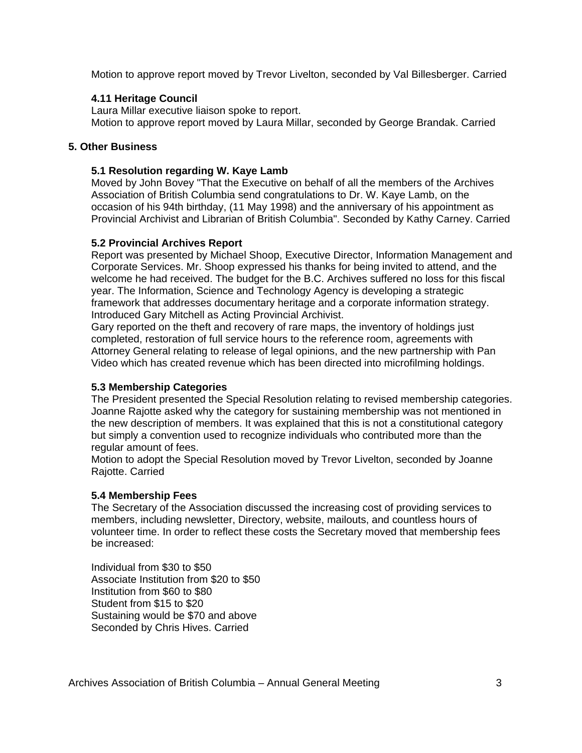Motion to approve report moved by Trevor Livelton, seconded by Val Billesberger. Carried

### 4.11 Heritage Council

Laura Millar executive liaison spoke to report.
Motion to approve report moved by Laura Millar, seconded by George Brandak. Carried

## 5. Other Business

### 5.1 Resolution regarding W. Kaye Lamb

Moved by John Bovey "That the Executive on behalf of all the members of the Archives Association of British Columbia send congratulations to Dr. W. Kaye Lamb, on the occasion of his 94th birthday, (11 May 1998) and the anniversary of his appointment as Provincial Archivist and Librarian of British Columbia". Seconded by Kathy Carney. Carried

### 5.2 Provincial Archives Report

Report was presented by Michael Shoop, Executive Director, Information Management and Corporate Services. Mr. Shoop expressed his thanks for being invited to attend, and the welcome he had received. The budget for the B.C. Archives suffered no loss for this fiscal year. The Information, Science and Technology Agency is developing a strategic framework that addresses documentary heritage and a corporate information strategy. Introduced Gary Mitchell as Acting Provincial Archivist.
Gary reported on the theft and recovery of rare maps, the inventory of holdings just completed, restoration of full service hours to the reference room, agreements with Attorney General relating to release of legal opinions, and the new partnership with Pan Video which has created revenue which has been directed into microfilming holdings.

### 5.3 Membership Categories

The President presented the Special Resolution relating to revised membership categories. Joanne Rajotte asked why the category for sustaining membership was not mentioned in the new description of members. It was explained that this is not a constitutional category but simply a convention used to recognize individuals who contributed more than the regular amount of fees.
Motion to adopt the Special Resolution moved by Trevor Livelton, seconded by Joanne Rajotte. Carried

### 5.4 Membership Fees

The Secretary of the Association discussed the increasing cost of providing services to members, including newsletter, Directory, website, mailouts, and countless hours of volunteer time. In order to reflect these costs the Secretary moved that membership fees be increased:

Individual from $30 to $50
Associate Institution from $20 to $50
Institution from $60 to $80
Student from $15 to $20
Sustaining would be $70 and above
Seconded by Chris Hives. Carried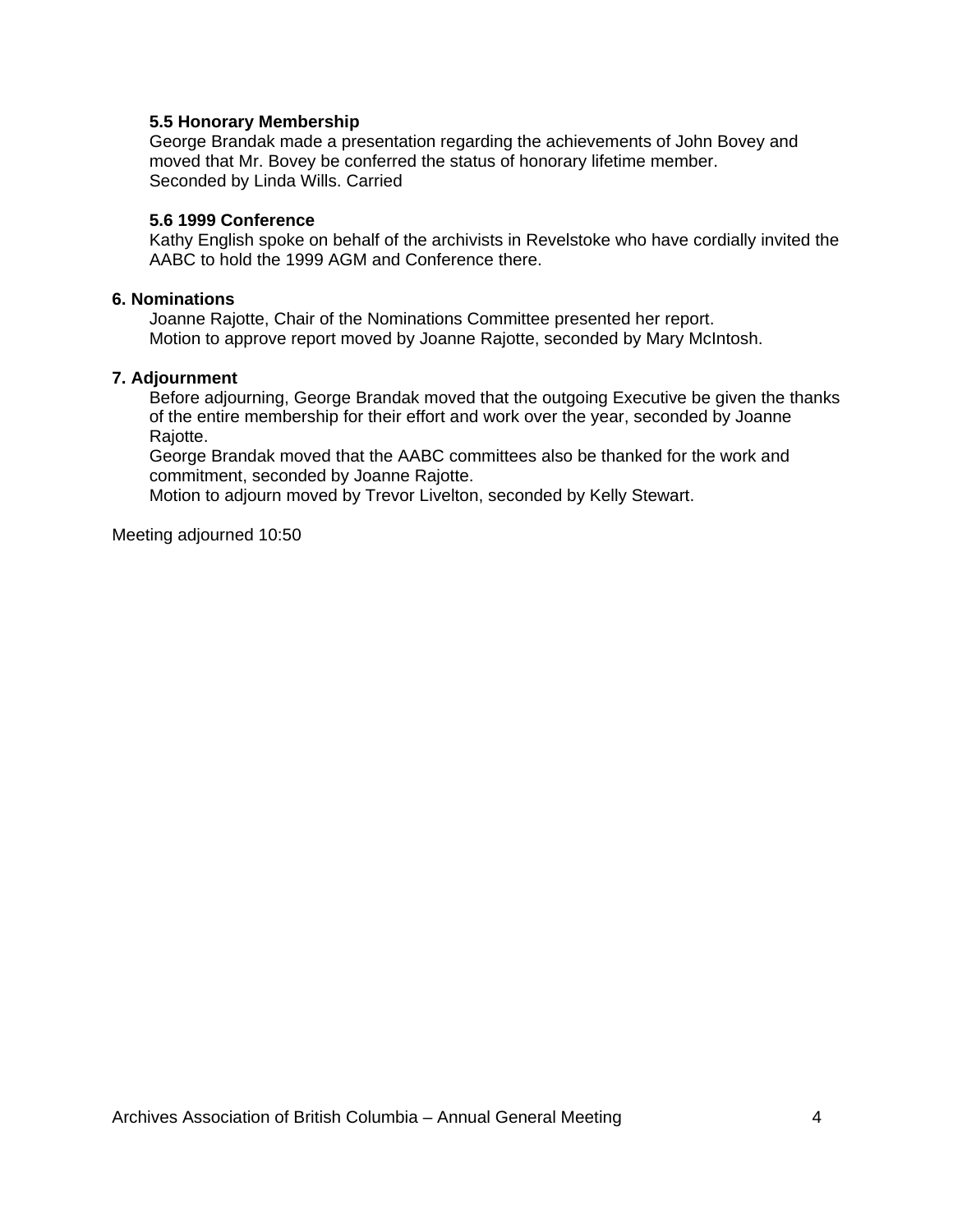### 5.5 Honorary Membership

George Brandak made a presentation regarding the achievements of John Bovey and moved that Mr. Bovey be conferred the status of honorary lifetime member.
Seconded by Linda Wills. Carried

### 5.6 1999 Conference

Kathy English spoke on behalf of the archivists in Revelstoke who have cordially invited the AABC to hold the 1999 AGM and Conference there.

## 6. Nominations

Joanne Rajotte, Chair of the Nominations Committee presented her report.
Motion to approve report moved by Joanne Rajotte, seconded by Mary McIntosh.

## 7. Adjournment

Before adjourning, George Brandak moved that the outgoing Executive be given the thanks of the entire membership for their effort and work over the year, seconded by Joanne Rajotte.
George Brandak moved that the AABC committees also be thanked for the work and commitment, seconded by Joanne Rajotte.
Motion to adjourn moved by Trevor Livelton, seconded by Kelly Stewart.

Meeting adjourned 10:50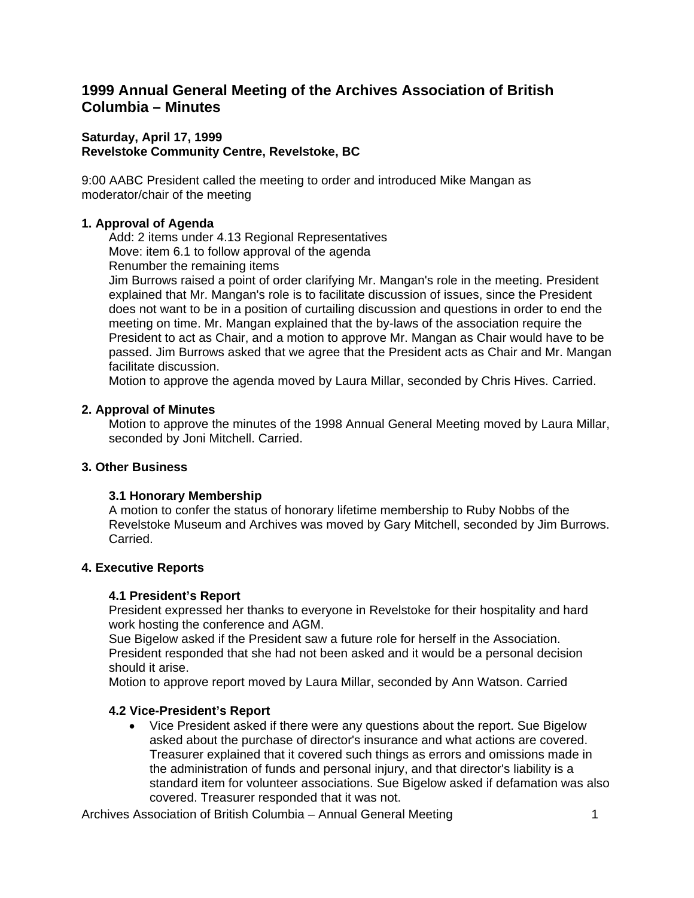# 1999 Annual General Meeting of the Archives Association of British Columbia – Minutes

**Saturday, April 17, 1999**
**Revelstoke Community Centre, Revelstoke, BC**

9:00 AABC President called the meeting to order and introduced Mike Mangan as moderator/chair of the meeting

### 1. Approval of Agenda

Add: 2 items under 4.13 Regional Representatives
Move: item 6.1 to follow approval of the agenda
Renumber the remaining items
Jim Burrows raised a point of order clarifying Mr. Mangan's role in the meeting. President explained that Mr. Mangan's role is to facilitate discussion of issues, since the President does not want to be in a position of curtailing discussion and questions in order to end the meeting on time. Mr. Mangan explained that the by-laws of the association require the President to act as Chair, and a motion to approve Mr. Mangan as Chair would have to be passed. Jim Burrows asked that we agree that the President acts as Chair and Mr. Mangan facilitate discussion.
Motion to approve the agenda moved by Laura Millar, seconded by Chris Hives. Carried.

### 2. Approval of Minutes

Motion to approve the minutes of the 1998 Annual General Meeting moved by Laura Millar, seconded by Joni Mitchell. Carried.

### 3. Other Business

#### 3.1 Honorary Membership

A motion to confer the status of honorary lifetime membership to Ruby Nobbs of the Revelstoke Museum and Archives was moved by Gary Mitchell, seconded by Jim Burrows. Carried.

### 4. Executive Reports

#### 4.1 President's Report

President expressed her thanks to everyone in Revelstoke for their hospitality and hard work hosting the conference and AGM.
Sue Bigelow asked if the President saw a future role for herself in the Association. President responded that she had not been asked and it would be a personal decision should it arise.
Motion to approve report moved by Laura Millar, seconded by Ann Watson. Carried

#### 4.2 Vice-President's Report

- Vice President asked if there were any questions about the report. Sue Bigelow asked about the purchase of director's insurance and what actions are covered. Treasurer explained that it covered such things as errors and omissions made in the administration of funds and personal injury, and that director's liability is a standard item for volunteer associations. Sue Bigelow asked if defamation was also covered. Treasurer responded that it was not.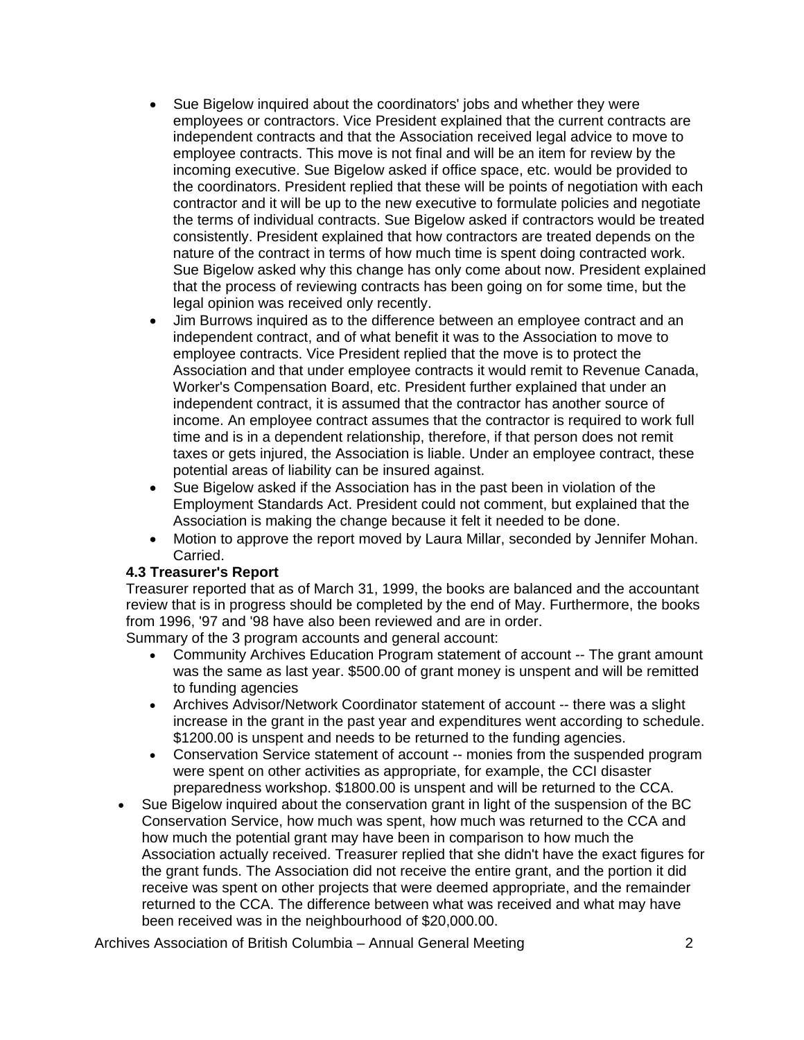- Sue Bigelow inquired about the coordinators' jobs and whether they were employees or contractors. Vice President explained that the current contracts are independent contracts and that the Association received legal advice to move to employee contracts. This move is not final and will be an item for review by the incoming executive. Sue Bigelow asked if office space, etc. would be provided to the coordinators. President replied that these will be points of negotiation with each contractor and it will be up to the new executive to formulate policies and negotiate the terms of individual contracts. Sue Bigelow asked if contractors would be treated consistently. President explained that how contractors are treated depends on the nature of the contract in terms of how much time is spent doing contracted work. Sue Bigelow asked why this change has only come about now. President explained that the process of reviewing contracts has been going on for some time, but the legal opinion was received only recently.
- Jim Burrows inquired as to the difference between an employee contract and an independent contract, and of what benefit it was to the Association to move to employee contracts. Vice President replied that the move is to protect the Association and that under employee contracts it would remit to Revenue Canada, Worker's Compensation Board, etc. President further explained that under an independent contract, it is assumed that the contractor has another source of income. An employee contract assumes that the contractor is required to work full time and is in a dependent relationship, therefore, if that person does not remit taxes or gets injured, the Association is liable. Under an employee contract, these potential areas of liability can be insured against.
- Sue Bigelow asked if the Association has in the past been in violation of the Employment Standards Act. President could not comment, but explained that the Association is making the change because it felt it needed to be done.
- Motion to approve the report moved by Laura Millar, seconded by Jennifer Mohan. Carried.

**4.3 Treasurer's Report**

Treasurer reported that as of March 31, 1999, the books are balanced and the accountant review that is in progress should be completed by the end of May. Furthermore, the books from 1996, '97 and '98 have also been reviewed and are in order.

Summary of the 3 program accounts and general account:

- Community Archives Education Program statement of account -- The grant amount was the same as last year. $500.00 of grant money is unspent and will be remitted to funding agencies
- Archives Advisor/Network Coordinator statement of account -- there was a slight increase in the grant in the past year and expenditures went according to schedule. $1200.00 is unspent and needs to be returned to the funding agencies.
- Conservation Service statement of account -- monies from the suspended program were spent on other activities as appropriate, for example, the CCI disaster preparedness workshop. $1800.00 is unspent and will be returned to the CCA.

- Sue Bigelow inquired about the conservation grant in light of the suspension of the BC Conservation Service, how much was spent, how much was returned to the CCA and how much the potential grant may have been in comparison to how much the Association actually received. Treasurer replied that she didn't have the exact figures for the grant funds. The Association did not receive the entire grant, and the portion it did receive was spent on other projects that were deemed appropriate, and the remainder returned to the CCA. The difference between what was received and what may have been received was in the neighbourhood of $20,000.00.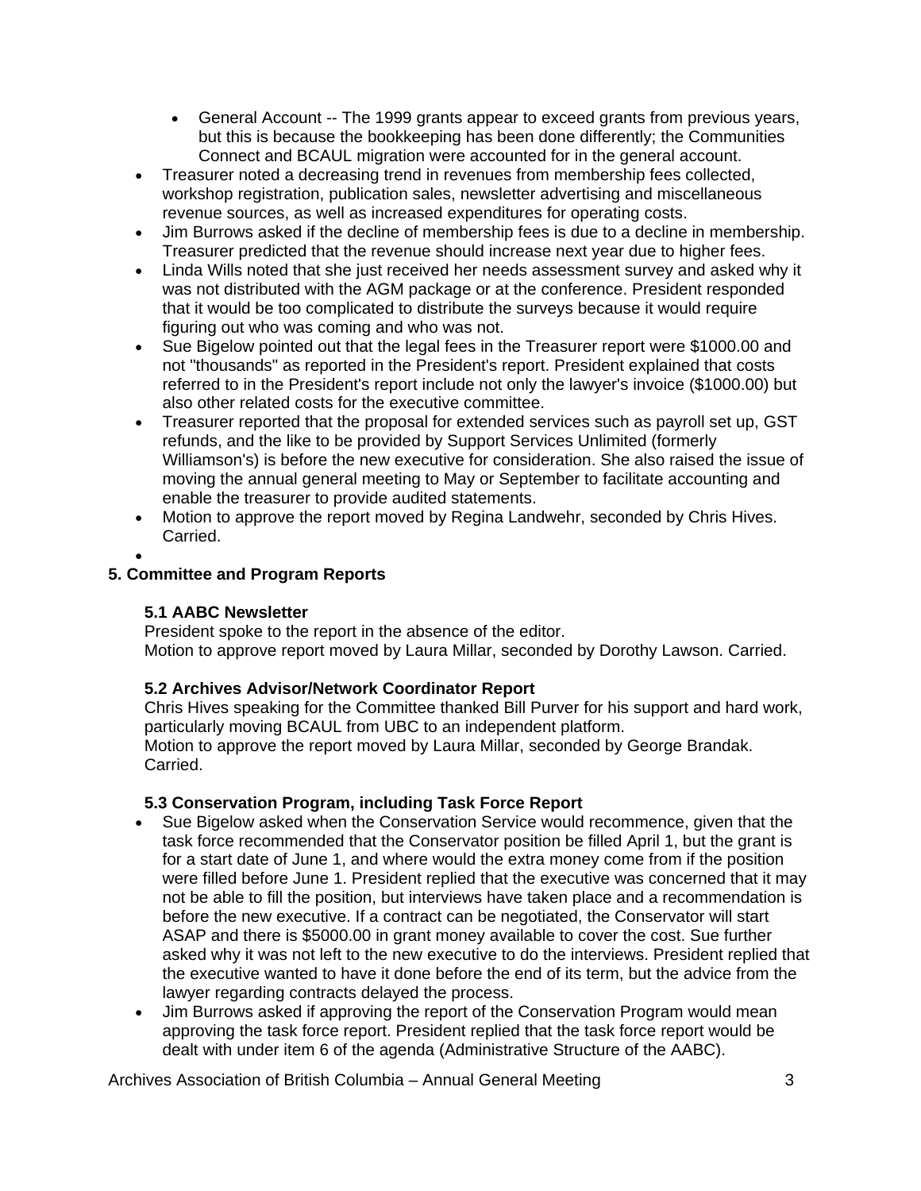- General Account -- The 1999 grants appear to exceed grants from previous years, but this is because the bookkeeping has been done differently; the Communities Connect and BCAUL migration were accounted for in the general account.
- Treasurer noted a decreasing trend in revenues from membership fees collected, workshop registration, publication sales, newsletter advertising and miscellaneous revenue sources, as well as increased expenditures for operating costs.
- Jim Burrows asked if the decline of membership fees is due to a decline in membership. Treasurer predicted that the revenue should increase next year due to higher fees.
- Linda Wills noted that she just received her needs assessment survey and asked why it was not distributed with the AGM package or at the conference. President responded that it would be too complicated to distribute the surveys because it would require figuring out who was coming and who was not.
- Sue Bigelow pointed out that the legal fees in the Treasurer report were $1000.00 and not "thousands" as reported in the President's report. President explained that costs referred to in the President's report include not only the lawyer's invoice ($1000.00) but also other related costs for the executive committee.
- Treasurer reported that the proposal for extended services such as payroll set up, GST refunds, and the like to be provided by Support Services Unlimited (formerly Williamson's) is before the new executive for consideration. She also raised the issue of moving the annual general meeting to May or September to facilitate accounting and enable the treasurer to provide audited statements.
- Motion to approve the report moved by Regina Landwehr, seconded by Chris Hives. Carried.

## 5. Committee and Program Reports

### 5.1 AABC Newsletter

President spoke to the report in the absence of the editor.
Motion to approve report moved by Laura Millar, seconded by Dorothy Lawson. Carried.

### 5.2 Archives Advisor/Network Coordinator Report

Chris Hives speaking for the Committee thanked Bill Purver for his support and hard work, particularly moving BCAUL from UBC to an independent platform.
Motion to approve the report moved by Laura Millar, seconded by George Brandak. Carried.

### 5.3 Conservation Program, including Task Force Report

- Sue Bigelow asked when the Conservation Service would recommence, given that the task force recommended that the Conservator position be filled April 1, but the grant is for a start date of June 1, and where would the extra money come from if the position were filled before June 1. President replied that the executive was concerned that it may not be able to fill the position, but interviews have taken place and a recommendation is before the new executive. If a contract can be negotiated, the Conservator will start ASAP and there is $5000.00 in grant money available to cover the cost. Sue further asked why it was not left to the new executive to do the interviews. President replied that the executive wanted to have it done before the end of its term, but the advice from the lawyer regarding contracts delayed the process.
- Jim Burrows asked if approving the report of the Conservation Program would mean approving the task force report. President replied that the task force report would be dealt with under item 6 of the agenda (Administrative Structure of the AABC).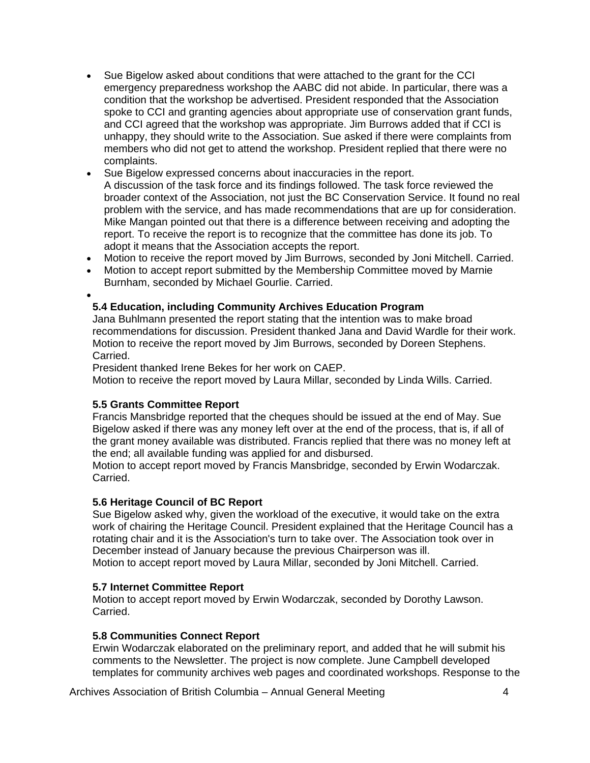- Sue Bigelow asked about conditions that were attached to the grant for the CCI emergency preparedness workshop the AABC did not abide. In particular, there was a condition that the workshop be advertised. President responded that the Association spoke to CCI and granting agencies about appropriate use of conservation grant funds, and CCI agreed that the workshop was appropriate. Jim Burrows added that if CCI is unhappy, they should write to the Association. Sue asked if there were complaints from members who did not get to attend the workshop. President replied that there were no complaints.
- Sue Bigelow expressed concerns about inaccuracies in the report.
  A discussion of the task force and its findings followed. The task force reviewed the broader context of the Association, not just the BC Conservation Service. It found no real problem with the service, and has made recommendations that are up for consideration. Mike Mangan pointed out that there is a difference between receiving and adopting the report. To receive the report is to recognize that the committee has done its job. To adopt it means that the Association accepts the report.
- Motion to receive the report moved by Jim Burrows, seconded by Joni Mitchell. Carried.
- Motion to accept report submitted by the Membership Committee moved by Marnie Burnham, seconded by Michael Gourlie. Carried.

### 5.4 Education, including Community Archives Education Program

Jana Buhlmann presented the report stating that the intention was to make broad recommendations for discussion. President thanked Jana and David Wardle for their work. Motion to receive the report moved by Jim Burrows, seconded by Doreen Stephens. Carried.
President thanked Irene Bekes for her work on CAEP.
Motion to receive the report moved by Laura Millar, seconded by Linda Wills. Carried.

### 5.5 Grants Committee Report

Francis Mansbridge reported that the cheques should be issued at the end of May. Sue Bigelow asked if there was any money left over at the end of the process, that is, if all of the grant money available was distributed. Francis replied that there was no money left at the end; all available funding was applied for and disbursed.
Motion to accept report moved by Francis Mansbridge, seconded by Erwin Wodarczak. Carried.

### 5.6 Heritage Council of BC Report

Sue Bigelow asked why, given the workload of the executive, it would take on the extra work of chairing the Heritage Council. President explained that the Heritage Council has a rotating chair and it is the Association's turn to take over. The Association took over in December instead of January because the previous Chairperson was ill.
Motion to accept report moved by Laura Millar, seconded by Joni Mitchell. Carried.

### 5.7 Internet Committee Report

Motion to accept report moved by Erwin Wodarczak, seconded by Dorothy Lawson. Carried.

### 5.8 Communities Connect Report

Erwin Wodarczak elaborated on the preliminary report, and added that he will submit his comments to the Newsletter. The project is now complete. June Campbell developed templates for community archives web pages and coordinated workshops. Response to the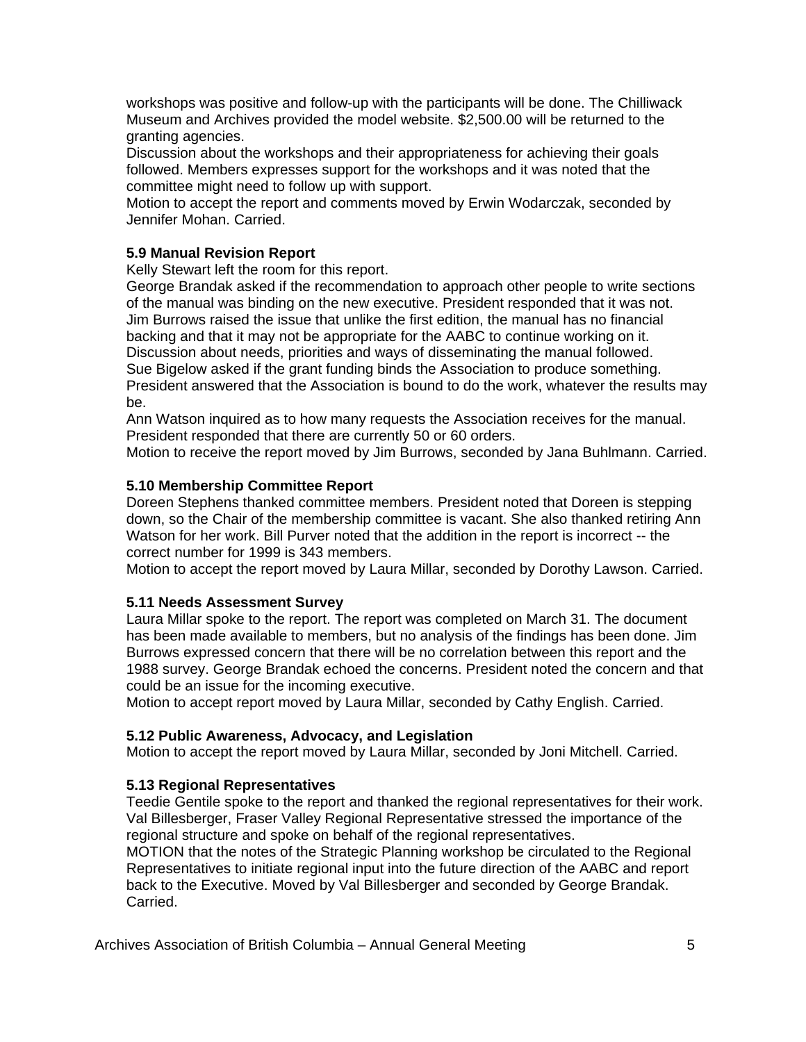workshops was positive and follow-up with the participants will be done. The Chilliwack Museum and Archives provided the model website. $2,500.00 will be returned to the granting agencies.

Discussion about the workshops and their appropriateness for achieving their goals followed. Members expresses support for the workshops and it was noted that the committee might need to follow up with support.

Motion to accept the report and comments moved by Erwin Wodarczak, seconded by Jennifer Mohan. Carried.

**5.9 Manual Revision Report**

Kelly Stewart left the room for this report.

George Brandak asked if the recommendation to approach other people to write sections of the manual was binding on the new executive. President responded that it was not.

Jim Burrows raised the issue that unlike the first edition, the manual has no financial backing and that it may not be appropriate for the AABC to continue working on it.

Discussion about needs, priorities and ways of disseminating the manual followed.

Sue Bigelow asked if the grant funding binds the Association to produce something. President answered that the Association is bound to do the work, whatever the results may be.

Ann Watson inquired as to how many requests the Association receives for the manual. President responded that there are currently 50 or 60 orders.

Motion to receive the report moved by Jim Burrows, seconded by Jana Buhlmann. Carried.

**5.10 Membership Committee Report**

Doreen Stephens thanked committee members. President noted that Doreen is stepping down, so the Chair of the membership committee is vacant. She also thanked retiring Ann Watson for her work. Bill Purver noted that the addition in the report is incorrect -- the correct number for 1999 is 343 members.

Motion to accept the report moved by Laura Millar, seconded by Dorothy Lawson. Carried.

**5.11 Needs Assessment Survey**

Laura Millar spoke to the report. The report was completed on March 31. The document has been made available to members, but no analysis of the findings has been done. Jim Burrows expressed concern that there will be no correlation between this report and the 1988 survey. George Brandak echoed the concerns. President noted the concern and that could be an issue for the incoming executive.

Motion to accept report moved by Laura Millar, seconded by Cathy English. Carried.

**5.12 Public Awareness, Advocacy, and Legislation**

Motion to accept the report moved by Laura Millar, seconded by Joni Mitchell. Carried.

**5.13 Regional Representatives**

Teedie Gentile spoke to the report and thanked the regional representatives for their work. Val Billesberger, Fraser Valley Regional Representative stressed the importance of the regional structure and spoke on behalf of the regional representatives.

MOTION that the notes of the Strategic Planning workshop be circulated to the Regional Representatives to initiate regional input into the future direction of the AABC and report back to the Executive. Moved by Val Billesberger and seconded by George Brandak. Carried.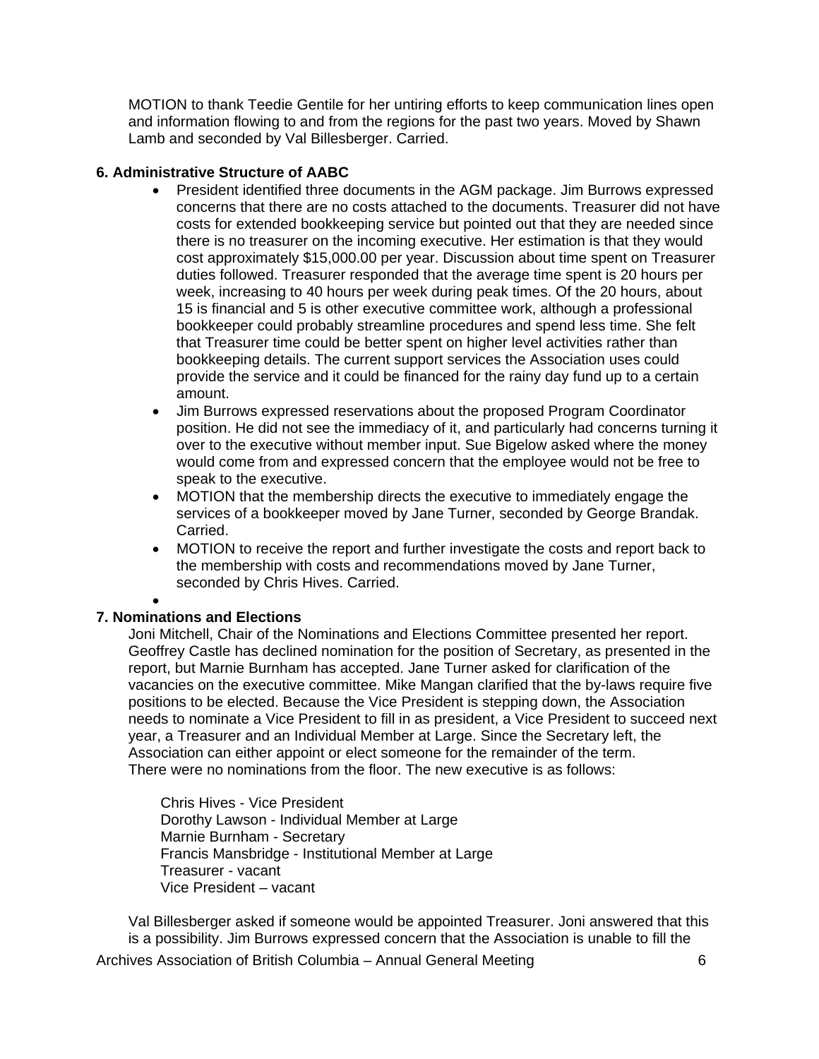MOTION to thank Teedie Gentile for her untiring efforts to keep communication lines open and information flowing to and from the regions for the past two years. Moved by Shawn Lamb and seconded by Val Billesberger. Carried.

**6. Administrative Structure of AABC**

- President identified three documents in the AGM package. Jim Burrows expressed concerns that there are no costs attached to the documents. Treasurer did not have costs for extended bookkeeping service but pointed out that they are needed since there is no treasurer on the incoming executive. Her estimation is that they would cost approximately $15,000.00 per year. Discussion about time spent on Treasurer duties followed. Treasurer responded that the average time spent is 20 hours per week, increasing to 40 hours per week during peak times. Of the 20 hours, about 15 is financial and 5 is other executive committee work, although a professional bookkeeper could probably streamline procedures and spend less time. She felt that Treasurer time could be better spent on higher level activities rather than bookkeeping details. The current support services the Association uses could provide the service and it could be financed for the rainy day fund up to a certain amount.
- Jim Burrows expressed reservations about the proposed Program Coordinator position. He did not see the immediacy of it, and particularly had concerns turning it over to the executive without member input. Sue Bigelow asked where the money would come from and expressed concern that the employee would not be free to speak to the executive.
- MOTION that the membership directs the executive to immediately engage the services of a bookkeeper moved by Jane Turner, seconded by George Brandak. Carried.
- MOTION to receive the report and further investigate the costs and report back to the membership with costs and recommendations moved by Jane Turner, seconded by Chris Hives. Carried.

**7. Nominations and Elections**

Joni Mitchell, Chair of the Nominations and Elections Committee presented her report. Geoffrey Castle has declined nomination for the position of Secretary, as presented in the report, but Marnie Burnham has accepted. Jane Turner asked for clarification of the vacancies on the executive committee. Mike Mangan clarified that the by-laws require five positions to be elected. Because the Vice President is stepping down, the Association needs to nominate a Vice President to fill in as president, a Vice President to succeed next year, a Treasurer and an Individual Member at Large. Since the Secretary left, the Association can either appoint or elect someone for the remainder of the term. There were no nominations from the floor. The new executive is as follows:

Chris Hives - Vice President
Dorothy Lawson - Individual Member at Large
Marnie Burnham - Secretary
Francis Mansbridge - Institutional Member at Large
Treasurer - vacant
Vice President – vacant

Val Billesberger asked if someone would be appointed Treasurer. Joni answered that this is a possibility. Jim Burrows expressed concern that the Association is unable to fill the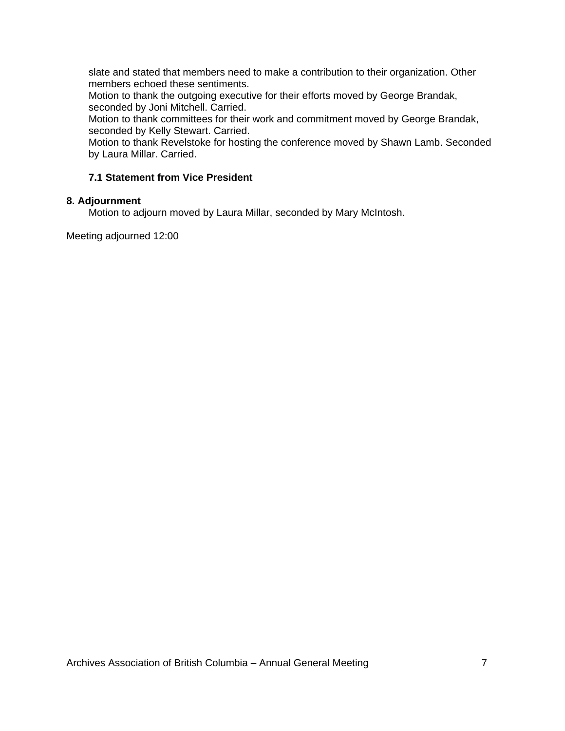slate and stated that members need to make a contribution to their organization. Other members echoed these sentiments.

Motion to thank the outgoing executive for their efforts moved by George Brandak, seconded by Joni Mitchell. Carried.

Motion to thank committees for their work and commitment moved by George Brandak, seconded by Kelly Stewart. Carried.

Motion to thank Revelstoke for hosting the conference moved by Shawn Lamb. Seconded by Laura Millar. Carried.

### 7.1 Statement from Vice President

## 8. Adjournment

Motion to adjourn moved by Laura Millar, seconded by Mary McIntosh.

Meeting adjourned 12:00